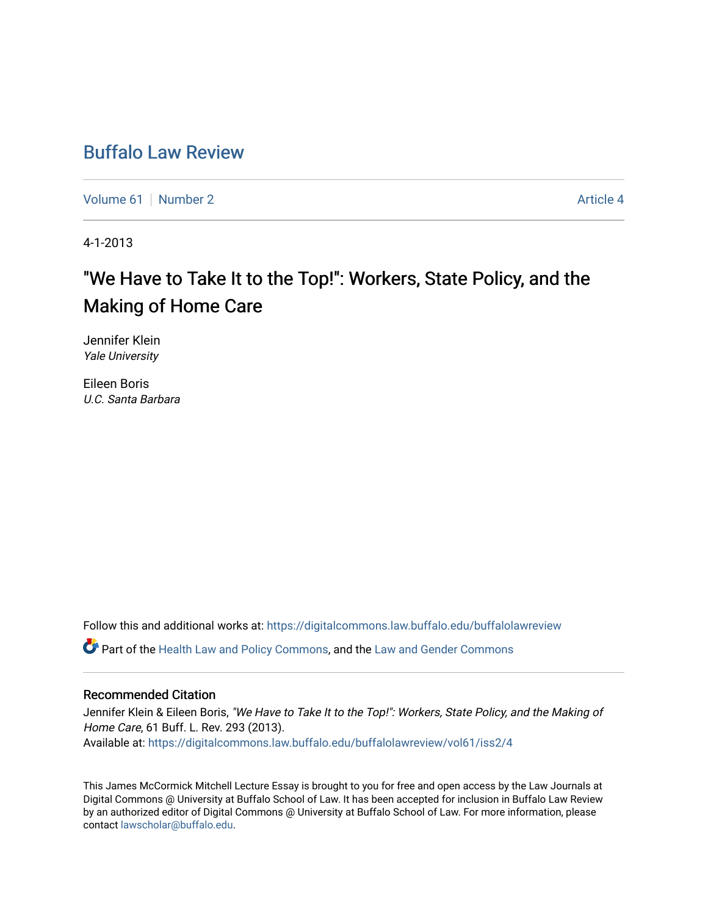# Buffalo Law Review

Volume 61 | Number 2 | Article 4

4-1-2013

## "We Have to Take It to the Top!": Workers, State Policy, and the Making of Home Care

Jennifer Klein
*Yale University*

Eileen Boris
*U.C. Santa Barbara*

Follow this and additional works at: https://digitalcommons.law.buffalo.edu/buffalolawreview

Part of the Health Law and Policy Commons, and the Law and Gender Commons

### Recommended Citation

Jennifer Klein & Eileen Boris, *"We Have to Take It to the Top!": Workers, State Policy, and the Making of Home Care*, 61 Buff. L. Rev. 293 (2013).
Available at: https://digitalcommons.law.buffalo.edu/buffalolawreview/vol61/iss2/4

This James McCormick Mitchell Lecture Essay is brought to you for free and open access by the Law Journals at Digital Commons @ University at Buffalo School of Law. It has been accepted for inclusion in Buffalo Law Review by an authorized editor of Digital Commons @ University at Buffalo School of Law. For more information, please contact lawscholar@buffalo.edu.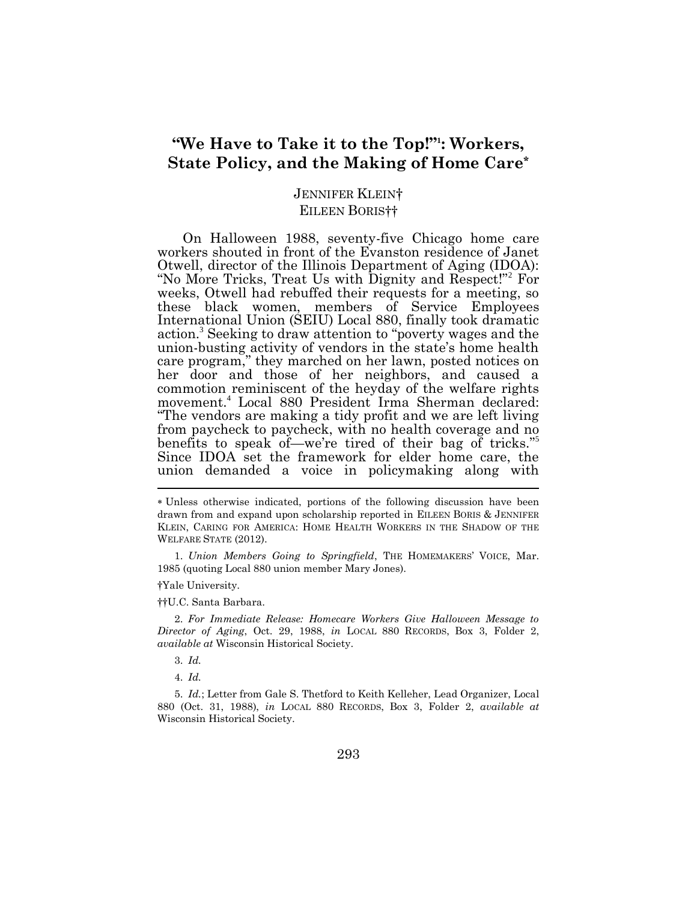# "We Have to Take it to the Top!"[1]: Workers, State Policy, and the Making of Home Care*

JENNIFER KLEIN†
EILEEN BORIS††

On Halloween 1988, seventy-five Chicago home care workers shouted in front of the Evanston residence of Janet Otwell, director of the Illinois Department of Aging (IDOA): "No More Tricks, Treat Us with Dignity and Respect!"[2] For weeks, Otwell had rebuffed their requests for a meeting, so these black women, members of Service Employees International Union (SEIU) Local 880, finally took dramatic action.[3] Seeking to draw attention to "poverty wages and the union-busting activity of vendors in the state's home health care program," they marched on her lawn, posted notices on her door and those of her neighbors, and caused a commotion reminiscent of the heyday of the welfare rights movement.[4] Local 880 President Irma Sherman declared: "The vendors are making a tidy profit and we are left living from paycheck to paycheck, with no health coverage and no benefits to speak of—we're tired of their bag of tricks."[5] Since IDOA set the framework for elder home care, the union demanded a voice in policymaking along with

---

* Unless otherwise indicated, portions of the following discussion have been drawn from and expand upon scholarship reported in EILEEN BORIS & JENNIFER KLEIN, CARING FOR AMERICA: HOME HEALTH WORKERS IN THE SHADOW OF THE WELFARE STATE (2012).

1. *Union Members Going to Springfield*, THE HOMEMAKERS' VOICE, Mar. 1985 (quoting Local 880 union member Mary Jones).

†Yale University.

††U.C. Santa Barbara.

2. *For Immediate Release: Homecare Workers Give Halloween Message to Director of Aging*, Oct. 29, 1988, *in* LOCAL 880 RECORDS, Box 3, Folder 2, *available at* Wisconsin Historical Society.

3. *Id.*

4. *Id.*

5. *Id.*; Letter from Gale S. Thetford to Keith Kelleher, Lead Organizer, Local 880 (Oct. 31, 1988), *in* LOCAL 880 RECORDS, Box 3, Folder 2, *available at* Wisconsin Historical Society.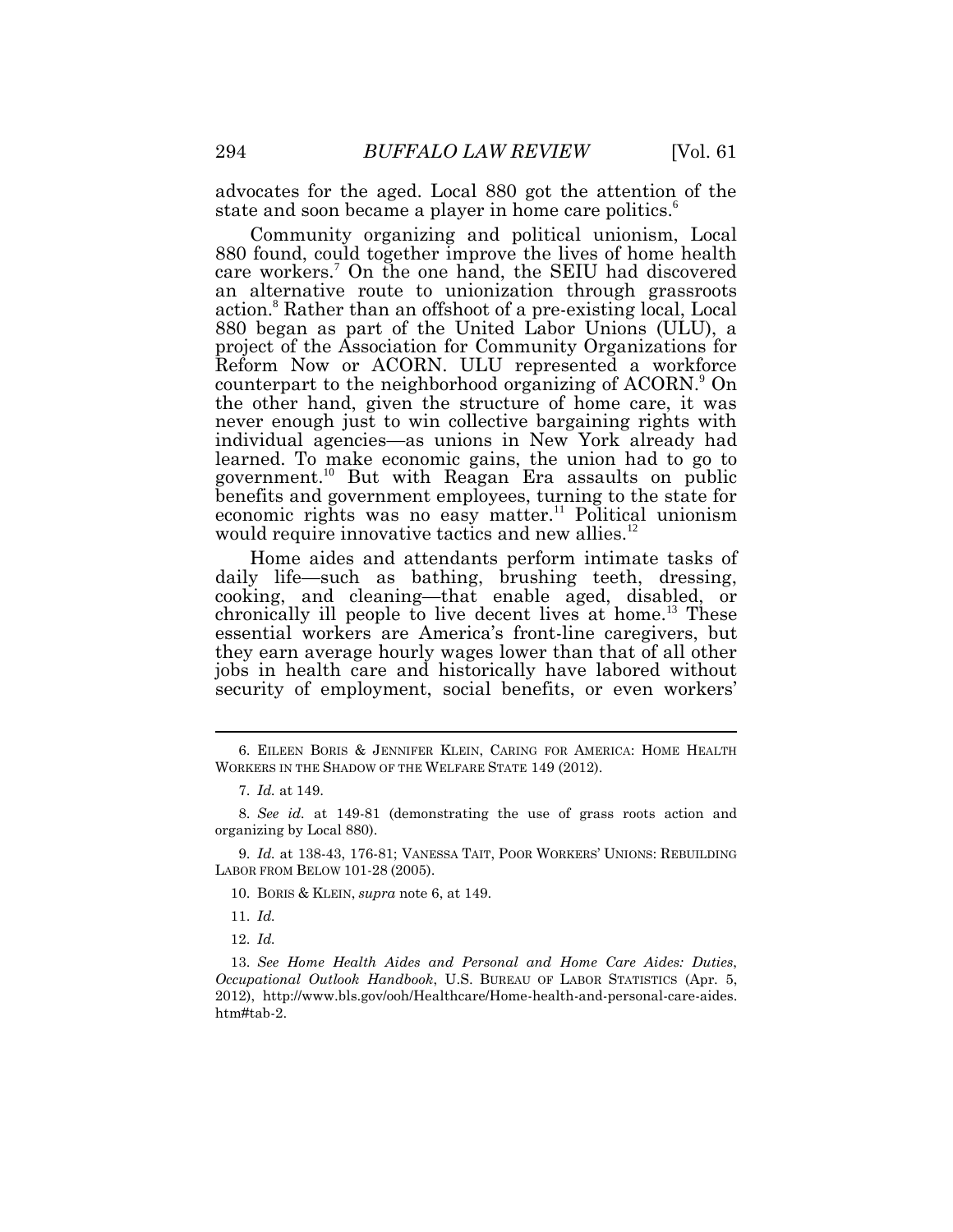advocates for the aged. Local 880 got the attention of the state and soon became a player in home care politics.[6]

Community organizing and political unionism, Local 880 found, could together improve the lives of home health care workers.[7] On the one hand, the SEIU had discovered an alternative route to unionization through grassroots action.[8] Rather than an offshoot of a pre-existing local, Local 880 began as part of the United Labor Unions (ULU), a project of the Association for Community Organizations for Reform Now or ACORN. ULU represented a workforce counterpart to the neighborhood organizing of ACORN.[9] On the other hand, given the structure of home care, it was never enough just to win collective bargaining rights with individual agencies—as unions in New York already had learned. To make economic gains, the union had to go to government.[10] But with Reagan Era assaults on public benefits and government employees, turning to the state for economic rights was no easy matter.[11] Political unionism would require innovative tactics and new allies.[12]

Home aides and attendants perform intimate tasks of daily life—such as bathing, brushing teeth, dressing, cooking, and cleaning—that enable aged, disabled, or chronically ill people to live decent lives at home.[13] These essential workers are America's front-line caregivers, but they earn average hourly wages lower than that of all other jobs in health care and historically have labored without security of employment, social benefits, or even workers'

---

6. EILEEN BORIS & JENNIFER KLEIN, CARING FOR AMERICA: HOME HEALTH WORKERS IN THE SHADOW OF THE WELFARE STATE 149 (2012).

7. *Id.* at 149.

8. *See id.* at 149-81 (demonstrating the use of grass roots action and organizing by Local 880).

9. *Id.* at 138-43, 176-81; VANESSA TAIT, POOR WORKERS' UNIONS: REBUILDING LABOR FROM BELOW 101-28 (2005).

10. BORIS & KLEIN, *supra* note 6, at 149.

11. *Id.*

12. *Id.*

13. *See Home Health Aides and Personal and Home Care Aides: Duties*, *Occupational Outlook Handbook*, U.S. BUREAU OF LABOR STATISTICS (Apr. 5, 2012), http://www.bls.gov/ooh/Healthcare/Home-health-and-personal-care-aides.htm#tab-2.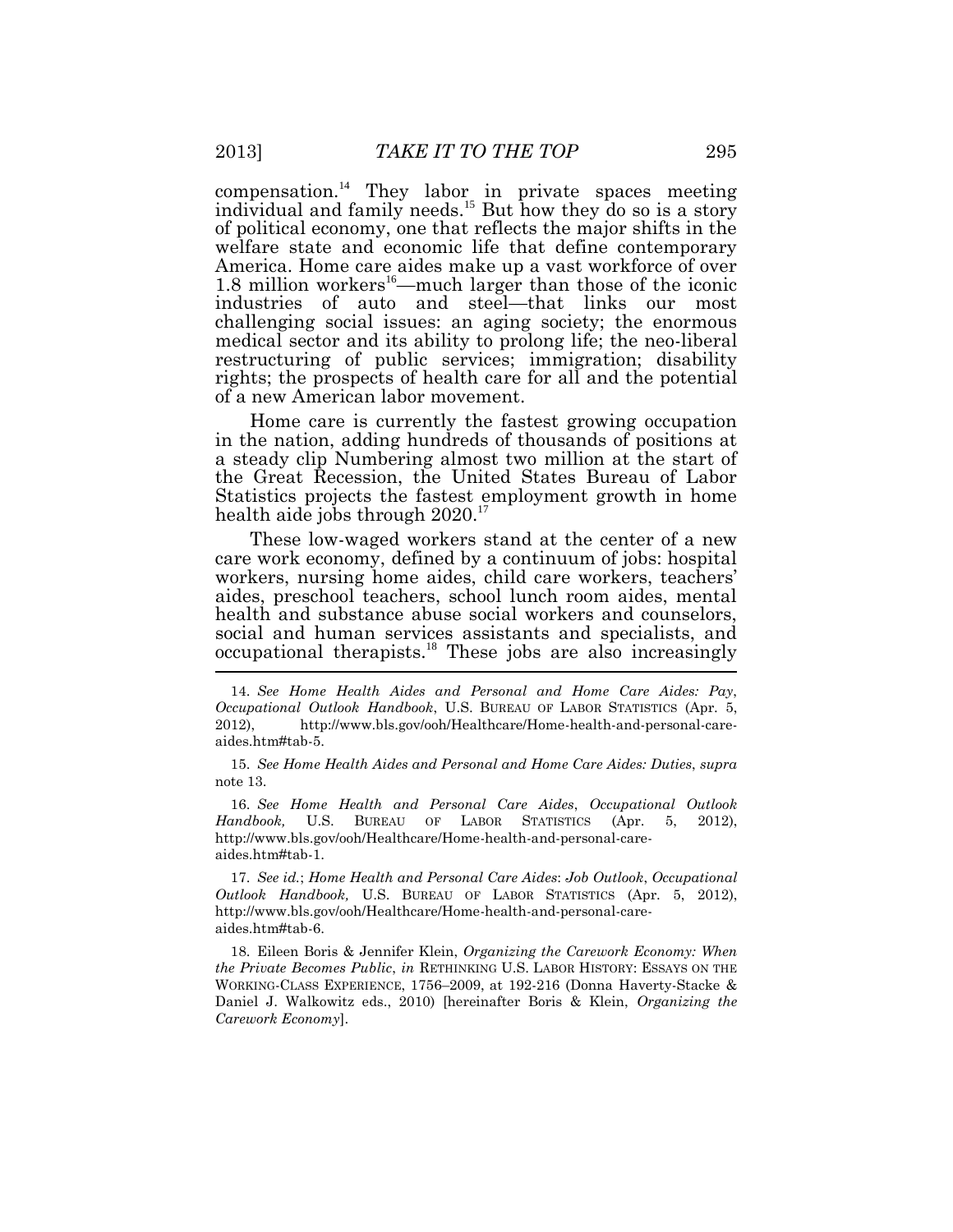compensation.[14] They labor in private spaces meeting individual and family needs.[15] But how they do so is a story of political economy, one that reflects the major shifts in the welfare state and economic life that define contemporary America. Home care aides make up a vast workforce of over 1.8 million workers[16]—much larger than those of the iconic industries of auto and steel—that links our most challenging social issues: an aging society; the enormous medical sector and its ability to prolong life; the neo-liberal restructuring of public services; immigration; disability rights; the prospects of health care for all and the potential of a new American labor movement.

Home care is currently the fastest growing occupation in the nation, adding hundreds of thousands of positions at a steady clip Numbering almost two million at the start of the Great Recession, the United States Bureau of Labor Statistics projects the fastest employment growth in home health aide jobs through 2020.[17]

These low-waged workers stand at the center of a new care work economy, defined by a continuum of jobs: hospital workers, nursing home aides, child care workers, teachers' aides, preschool teachers, school lunch room aides, mental health and substance abuse social workers and counselors, social and human services assistants and specialists, and occupational therapists.[18] These jobs are also increasingly

---

14. *See Home Health Aides and Personal and Home Care Aides: Pay*, *Occupational Outlook Handbook*, U.S. BUREAU OF LABOR STATISTICS (Apr. 5, 2012), http://www.bls.gov/ooh/Healthcare/Home-health-and-personal-care-aides.htm#tab-5.

15. *See Home Health Aides and Personal and Home Care Aides: Duties*, *supra* note 13.

16. *See Home Health and Personal Care Aides*, *Occupational Outlook Handbook,* U.S. BUREAU OF LABOR STATISTICS (Apr. 5, 2012), http://www.bls.gov/ooh/Healthcare/Home-health-and-personal-care-aides.htm#tab-1.

17. *See id.*; *Home Health and Personal Care Aides*: *Job Outlook*, *Occupational Outlook Handbook,* U.S. BUREAU OF LABOR STATISTICS (Apr. 5, 2012), http://www.bls.gov/ooh/Healthcare/Home-health-and-personal-care-aides.htm#tab-6.

18. Eileen Boris & Jennifer Klein, *Organizing the Carework Economy: When the Private Becomes Public*, *in* RETHINKING U.S. LABOR HISTORY: ESSAYS ON THE WORKING-CLASS EXPERIENCE, 1756–2009, at 192-216 (Donna Haverty-Stacke & Daniel J. Walkowitz eds., 2010) [hereinafter Boris & Klein, *Organizing the Carework Economy*].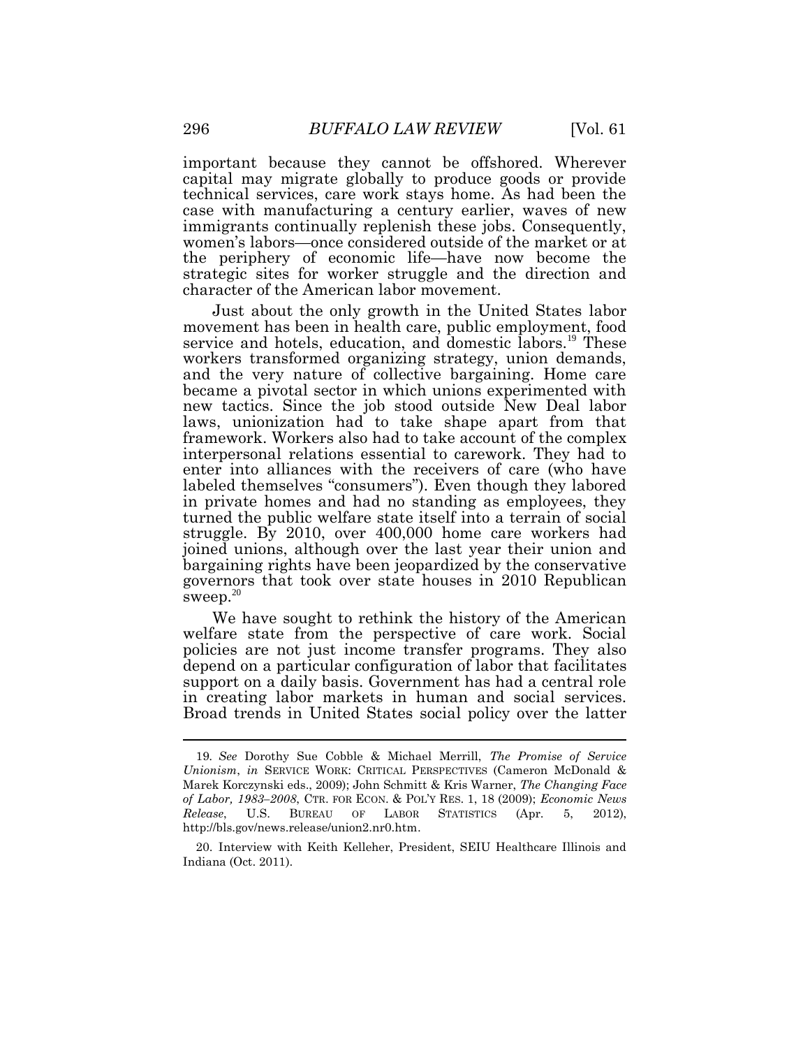important because they cannot be offshored. Wherever capital may migrate globally to produce goods or provide technical services, care work stays home. As had been the case with manufacturing a century earlier, waves of new immigrants continually replenish these jobs. Consequently, women's labors—once considered outside of the market or at the periphery of economic life—have now become the strategic sites for worker struggle and the direction and character of the American labor movement.

Just about the only growth in the United States labor movement has been in health care, public employment, food service and hotels, education, and domestic labors.[19] These workers transformed organizing strategy, union demands, and the very nature of collective bargaining. Home care became a pivotal sector in which unions experimented with new tactics. Since the job stood outside New Deal labor laws, unionization had to take shape apart from that framework. Workers also had to take account of the complex interpersonal relations essential to carework. They had to enter into alliances with the receivers of care (who have labeled themselves "consumers"). Even though they labored in private homes and had no standing as employees, they turned the public welfare state itself into a terrain of social struggle. By 2010, over 400,000 home care workers had joined unions, although over the last year their union and bargaining rights have been jeopardized by the conservative governors that took over state houses in 2010 Republican sweep.[20]

We have sought to rethink the history of the American welfare state from the perspective of care work. Social policies are not just income transfer programs. They also depend on a particular configuration of labor that facilitates support on a daily basis. Government has had a central role in creating labor markets in human and social services. Broad trends in United States social policy over the latter

---

19. *See* Dorothy Sue Cobble & Michael Merrill, *The Promise of Service Unionism*, *in* SERVICE WORK: CRITICAL PERSPECTIVES (Cameron McDonald & Marek Korczynski eds., 2009); John Schmitt & Kris Warner, *The Changing Face of Labor, 1983–2008*, CTR. FOR ECON. & POL'Y RES. 1, 18 (2009); *Economic News Release*, U.S. BUREAU OF LABOR STATISTICS (Apr. 5, 2012), http://bls.gov/news.release/union2.nr0.htm.

20. Interview with Keith Kelleher, President, SEIU Healthcare Illinois and Indiana (Oct. 2011).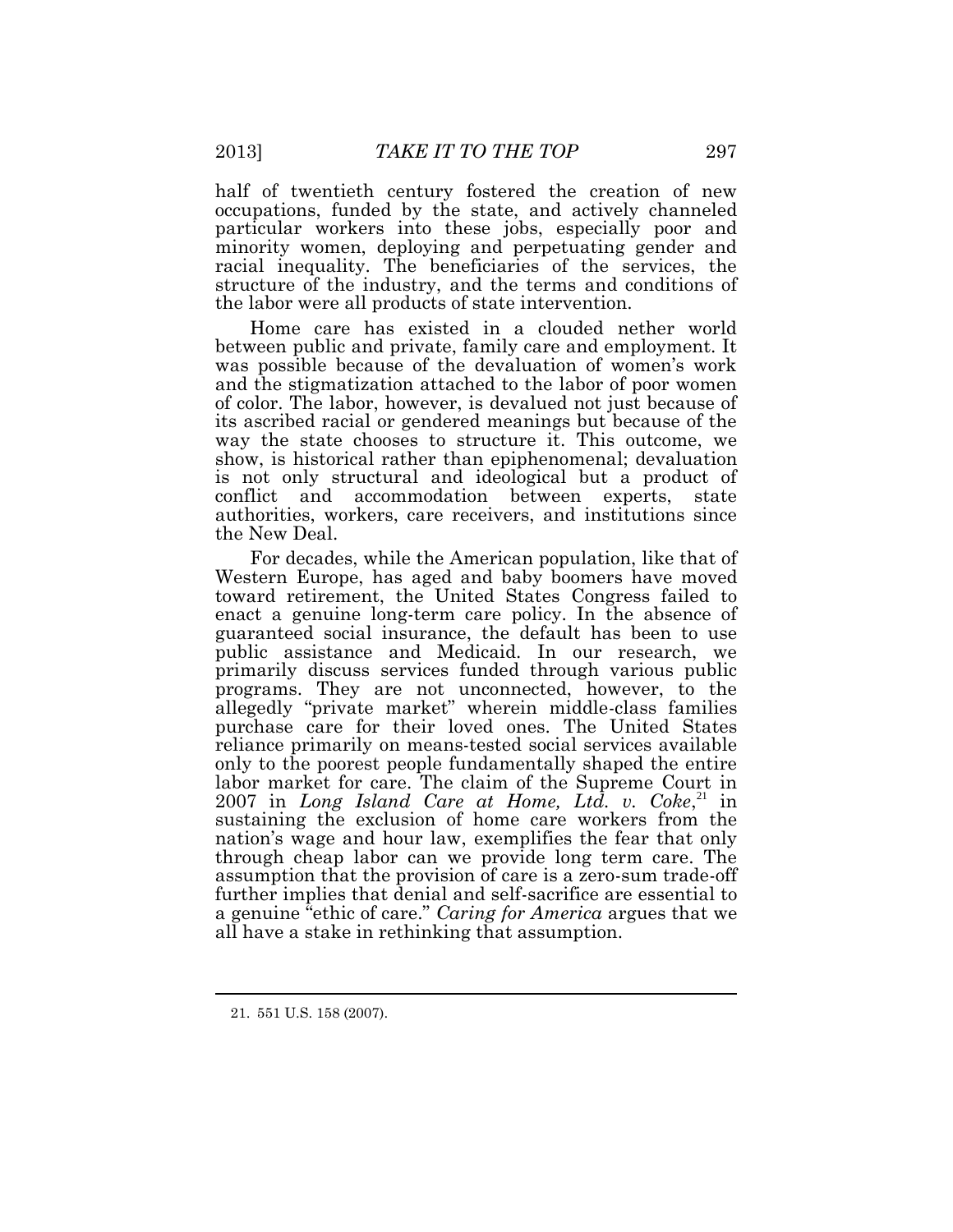half of twentieth century fostered the creation of new occupations, funded by the state, and actively channeled particular workers into these jobs, especially poor and minority women, deploying and perpetuating gender and racial inequality. The beneficiaries of the services, the structure of the industry, and the terms and conditions of the labor were all products of state intervention.

Home care has existed in a clouded nether world between public and private, family care and employment. It was possible because of the devaluation of women's work and the stigmatization attached to the labor of poor women of color. The labor, however, is devalued not just because of its ascribed racial or gendered meanings but because of the way the state chooses to structure it. This outcome, we show, is historical rather than epiphenomenal; devaluation is not only structural and ideological but a product of conflict and accommodation between experts, state authorities, workers, care receivers, and institutions since the New Deal.

For decades, while the American population, like that of Western Europe, has aged and baby boomers have moved toward retirement, the United States Congress failed to enact a genuine long-term care policy. In the absence of guaranteed social insurance, the default has been to use public assistance and Medicaid. In our research, we primarily discuss services funded through various public programs. They are not unconnected, however, to the allegedly "private market" wherein middle-class families purchase care for their loved ones. The United States reliance primarily on means-tested social services available only to the poorest people fundamentally shaped the entire labor market for care. The claim of the Supreme Court in 2007 in *Long Island Care at Home, Ltd. v. Coke*,[21] in sustaining the exclusion of home care workers from the nation's wage and hour law, exemplifies the fear that only through cheap labor can we provide long term care. The assumption that the provision of care is a zero-sum trade-off further implies that denial and self-sacrifice are essential to a genuine "ethic of care." *Caring for America* argues that we all have a stake in rethinking that assumption.

---

21. 551 U.S. 158 (2007).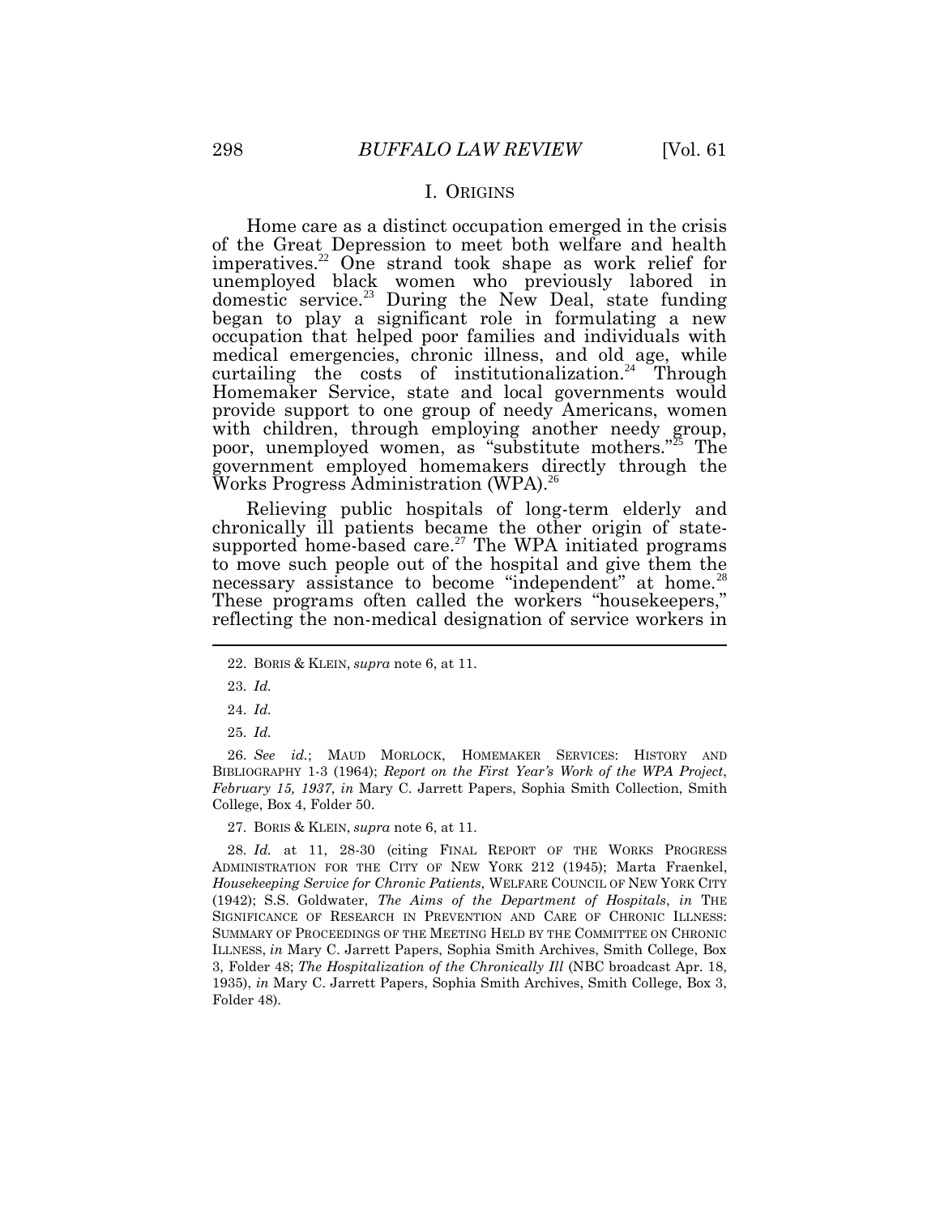## I. ORIGINS

Home care as a distinct occupation emerged in the crisis of the Great Depression to meet both welfare and health imperatives.[22] One strand took shape as work relief for unemployed black women who previously labored in domestic service.[23] During the New Deal, state funding began to play a significant role in formulating a new occupation that helped poor families and individuals with medical emergencies, chronic illness, and old age, while curtailing the costs of institutionalization.[24] Through Homemaker Service, state and local governments would provide support to one group of needy Americans, women with children, through employing another needy group, poor, unemployed women, as "substitute mothers."[25] The government employed homemakers directly through the Works Progress Administration (WPA).[26]

Relieving public hospitals of long-term elderly and chronically ill patients became the other origin of state-supported home-based care.[27] The WPA initiated programs to move such people out of the hospital and give them the necessary assistance to become "independent" at home.[28] These programs often called the workers "housekeepers," reflecting the non-medical designation of service workers in

---

22. BORIS & KLEIN, *supra* note 6, at 11.

23. *Id.*

24. *Id.*

25. *Id.*

26. *See id.*; MAUD MORLOCK, HOMEMAKER SERVICES: HISTORY AND BIBLIOGRAPHY 1-3 (1964); *Report on the First Year's Work of the WPA Project, February 15, 1937*, *in* Mary C. Jarrett Papers, Sophia Smith Collection, Smith College, Box 4, Folder 50.

27. BORIS & KLEIN, *supra* note 6, at 11.

28. *Id.* at 11, 28-30 (citing FINAL REPORT OF THE WORKS PROGRESS ADMINISTRATION FOR THE CITY OF NEW YORK 212 (1945); Marta Fraenkel, *Housekeeping Service for Chronic Patients*, WELFARE COUNCIL OF NEW YORK CITY (1942); S.S. Goldwater, *The Aims of the Department of Hospitals*, *in* THE SIGNIFICANCE OF RESEARCH IN PREVENTION AND CARE OF CHRONIC ILLNESS: SUMMARY OF PROCEEDINGS OF THE MEETING HELD BY THE COMMITTEE ON CHRONIC ILLNESS, *in* Mary C. Jarrett Papers, Sophia Smith Archives, Smith College, Box 3, Folder 48; *The Hospitalization of the Chronically Ill* (NBC broadcast Apr. 18, 1935), *in* Mary C. Jarrett Papers, Sophia Smith Archives, Smith College, Box 3, Folder 48).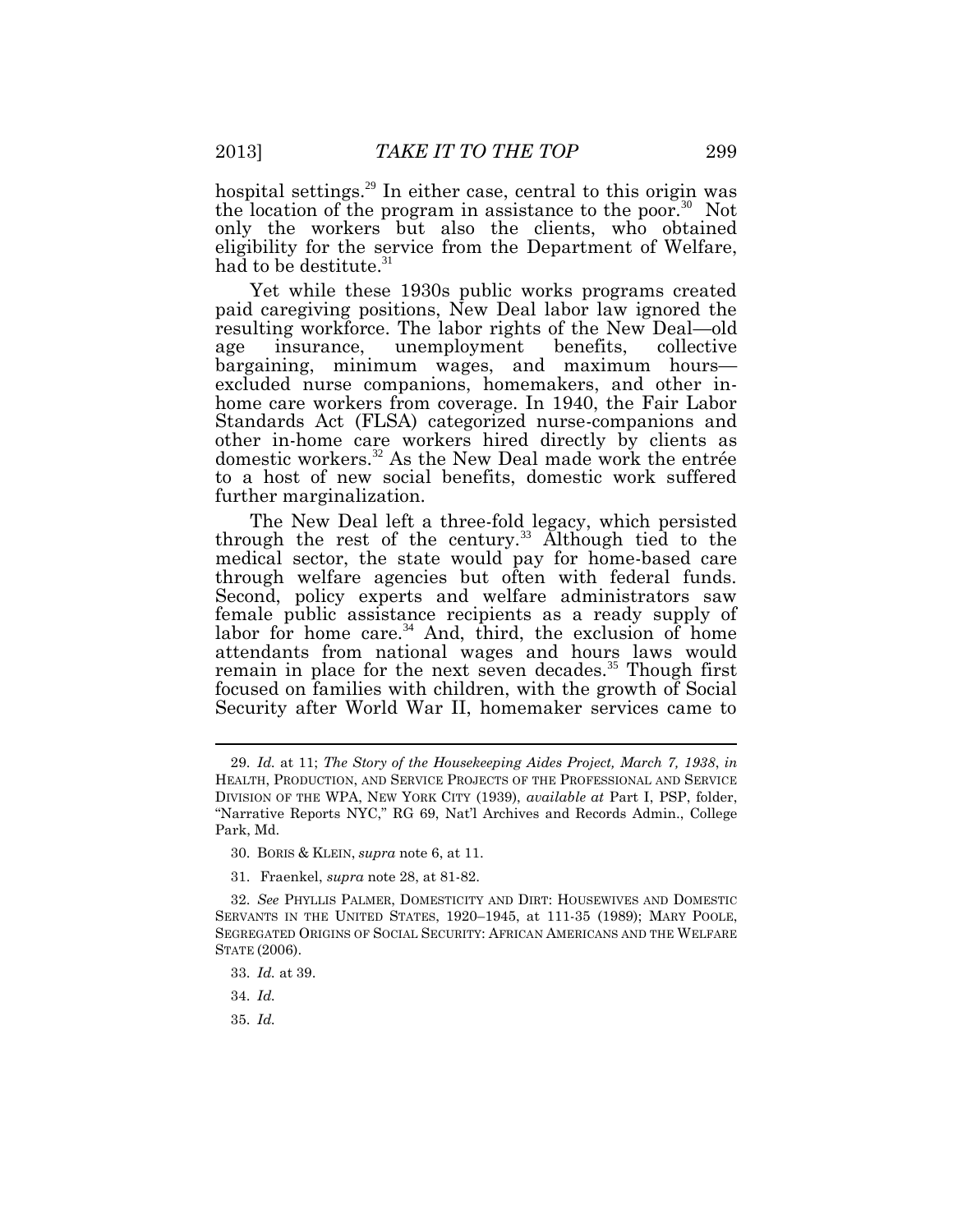hospital settings.[29] In either case, central to this origin was the location of the program in assistance to the poor.[30] Not only the workers but also the clients, who obtained eligibility for the service from the Department of Welfare, had to be destitute.[31]

Yet while these 1930s public works programs created paid caregiving positions, New Deal labor law ignored the resulting workforce. The labor rights of the New Deal—old age insurance, unemployment benefits, collective bargaining, minimum wages, and maximum hours—excluded nurse companions, homemakers, and other in-home care workers from coverage. In 1940, the Fair Labor Standards Act (FLSA) categorized nurse-companions and other in-home care workers hired directly by clients as domestic workers.[32] As the New Deal made work the entrée to a host of new social benefits, domestic work suffered further marginalization.

The New Deal left a three-fold legacy, which persisted through the rest of the century.[33] Although tied to the medical sector, the state would pay for home-based care through welfare agencies but often with federal funds. Second, policy experts and welfare administrators saw female public assistance recipients as a ready supply of labor for home care.[34] And, third, the exclusion of home attendants from national wages and hours laws would remain in place for the next seven decades.[35] Though first focused on families with children, with the growth of Social Security after World War II, homemaker services came to

---

29. *Id.* at 11; *The Story of the Housekeeping Aides Project, March 7, 1938*, *in* HEALTH, PRODUCTION, AND SERVICE PROJECTS OF THE PROFESSIONAL AND SERVICE DIVISION OF THE WPA, NEW YORK CITY (1939), *available at* Part I, PSP, folder, "Narrative Reports NYC," RG 69, Nat'l Archives and Records Admin., College Park, Md.

30. BORIS & KLEIN, *supra* note 6, at 11.

31. Fraenkel, *supra* note 28, at 81-82.

32. *See* PHYLLIS PALMER, DOMESTICITY AND DIRT: HOUSEWIVES AND DOMESTIC SERVANTS IN THE UNITED STATES, 1920–1945, at 111-35 (1989); MARY POOLE, SEGREGATED ORIGINS OF SOCIAL SECURITY: AFRICAN AMERICANS AND THE WELFARE STATE (2006).

33. *Id.* at 39.

34. *Id.*

35. *Id.*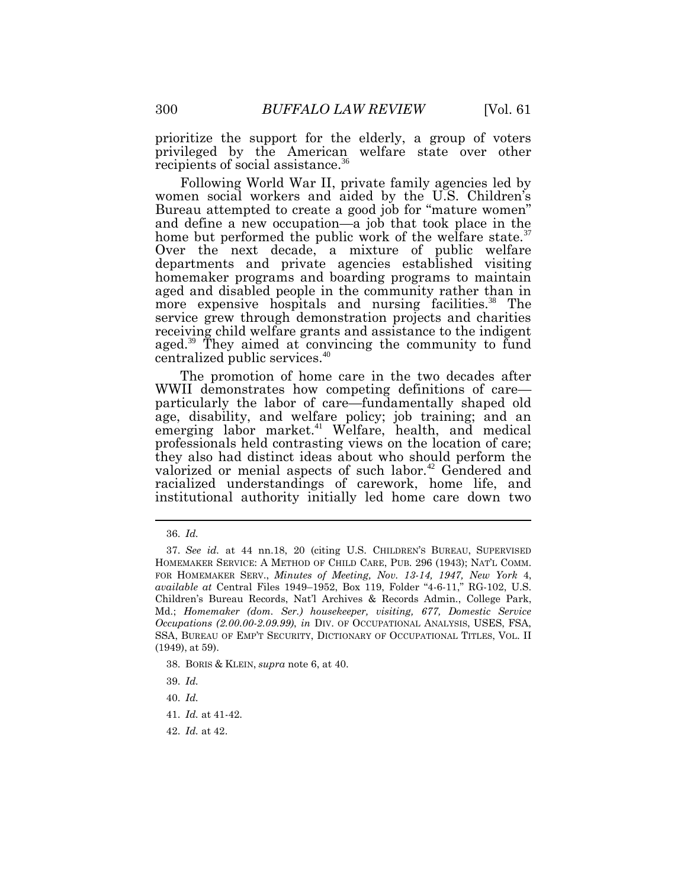prioritize the support for the elderly, a group of voters privileged by the American welfare state over other recipients of social assistance.[36]

Following World War II, private family agencies led by women social workers and aided by the U.S. Children's Bureau attempted to create a good job for "mature women" and define a new occupation—a job that took place in the home but performed the public work of the welfare state.[37] Over the next decade, a mixture of public welfare departments and private agencies established visiting homemaker programs and boarding programs to maintain aged and disabled people in the community rather than in more expensive hospitals and nursing facilities.[38] The service grew through demonstration projects and charities receiving child welfare grants and assistance to the indigent aged.[39] They aimed at convincing the community to fund centralized public services.[40]

The promotion of home care in the two decades after WWII demonstrates how competing definitions of care—particularly the labor of care—fundamentally shaped old age, disability, and welfare policy; job training; and an emerging labor market.[41] Welfare, health, and medical professionals held contrasting views on the location of care; they also had distinct ideas about who should perform the valorized or menial aspects of such labor.[42] Gendered and racialized understandings of carework, home life, and institutional authority initially led home care down two

---

36. *Id.*

37. *See id.* at 44 nn.18, 20 (citing U.S. CHILDREN'S BUREAU, SUPERVISED HOMEMAKER SERVICE: A METHOD OF CHILD CARE, PUB. 296 (1943); NAT'L COMM. FOR HOMEMAKER SERV., *Minutes of Meeting, Nov. 13-14, 1947, New York* 4, *available at* Central Files 1949–1952, Box 119, Folder "4-6-11," RG-102, U.S. Children's Bureau Records, Nat'l Archives & Records Admin., College Park, Md.; *Homemaker (dom. Ser.) housekeeper, visiting, 677, Domestic Service Occupations (2.00.00-2.09.99)*, *in* DIV. OF OCCUPATIONAL ANALYSIS, USES, FSA, SSA, BUREAU OF EMP'T SECURITY, DICTIONARY OF OCCUPATIONAL TITLES, VOL. II (1949), at 59).

38. BORIS & KLEIN, *supra* note 6, at 40.

39. *Id.*

40. *Id.*

41. *Id.* at 41-42.

42. *Id.* at 42.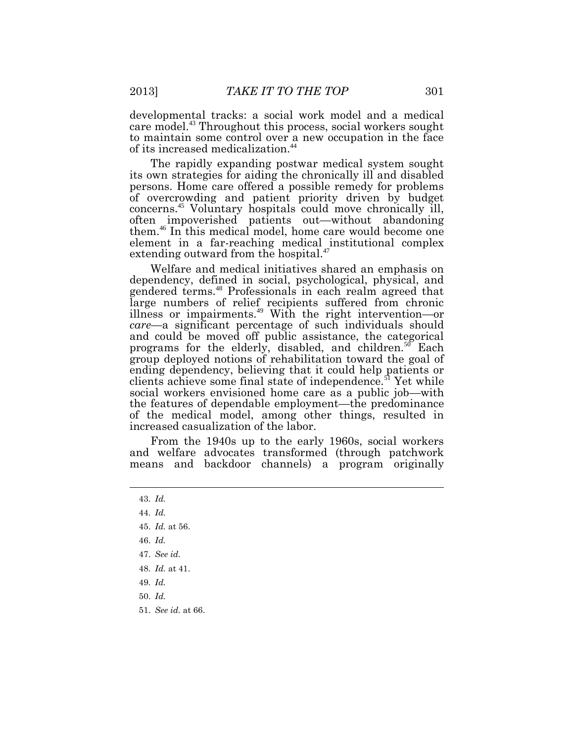developmental tracks: a social work model and a medical care model.[43] Throughout this process, social workers sought to maintain some control over a new occupation in the face of its increased medicalization.[44]

The rapidly expanding postwar medical system sought its own strategies for aiding the chronically ill and disabled persons. Home care offered a possible remedy for problems of overcrowding and patient priority driven by budget concerns.[45] Voluntary hospitals could move chronically ill, often impoverished patients out—without abandoning them.[46] In this medical model, home care would become one element in a far-reaching medical institutional complex extending outward from the hospital.[47]

Welfare and medical initiatives shared an emphasis on dependency, defined in social, psychological, physical, and gendered terms.[48] Professionals in each realm agreed that large numbers of relief recipients suffered from chronic illness or impairments.[49] With the right intervention—or *care*—a significant percentage of such individuals should and could be moved off public assistance, the categorical programs for the elderly, disabled, and children.[50] Each group deployed notions of rehabilitation toward the goal of ending dependency, believing that it could help patients or clients achieve some final state of independence.[51] Yet while social workers envisioned home care as a public job—with the features of dependable employment—the predominance of the medical model, among other things, resulted in increased casualization of the labor.

From the 1940s up to the early 1960s, social workers and welfare advocates transformed (through patchwork means and backdoor channels) a program originally

---

43. *Id.*

44. *Id.*

45. *Id.* at 56.

46. *Id.*

47. *See id.*

48. *Id.* at 41.

49. *Id.*

50. *Id.*

51. *See id.* at 66.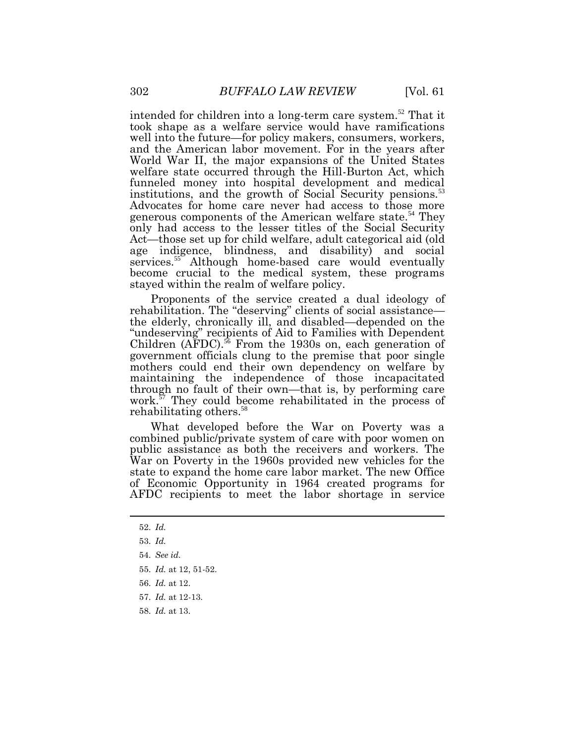intended for children into a long-term care system.[52] That it took shape as a welfare service would have ramifications well into the future—for policy makers, consumers, workers, and the American labor movement. For in the years after World War II, the major expansions of the United States welfare state occurred through the Hill-Burton Act, which funneled money into hospital development and medical institutions, and the growth of Social Security pensions.[53] Advocates for home care never had access to those more generous components of the American welfare state.[54] They only had access to the lesser titles of the Social Security Act—those set up for child welfare, adult categorical aid (old age indigence, blindness, and disability) and social services.[55] Although home-based care would eventually become crucial to the medical system, these programs stayed within the realm of welfare policy.

Proponents of the service created a dual ideology of rehabilitation. The "deserving" clients of social assistance—the elderly, chronically ill, and disabled—depended on the "undeserving" recipients of Aid to Families with Dependent Children (AFDC).[56] From the 1930s on, each generation of government officials clung to the premise that poor single mothers could end their own dependency on welfare by maintaining the independence of those incapacitated through no fault of their own—that is, by performing care work.[57] They could become rehabilitated in the process of rehabilitating others.[58]

What developed before the War on Poverty was a combined public/private system of care with poor women on public assistance as both the receivers and workers. The War on Poverty in the 1960s provided new vehicles for the state to expand the home care labor market. The new Office of Economic Opportunity in 1964 created programs for AFDC recipients to meet the labor shortage in service

---

52. *Id.*

53. *Id.*

54. *See id.*

55. *Id.* at 12, 51-52.

56. *Id.* at 12.

57. *Id.* at 12-13.

58. *Id.* at 13.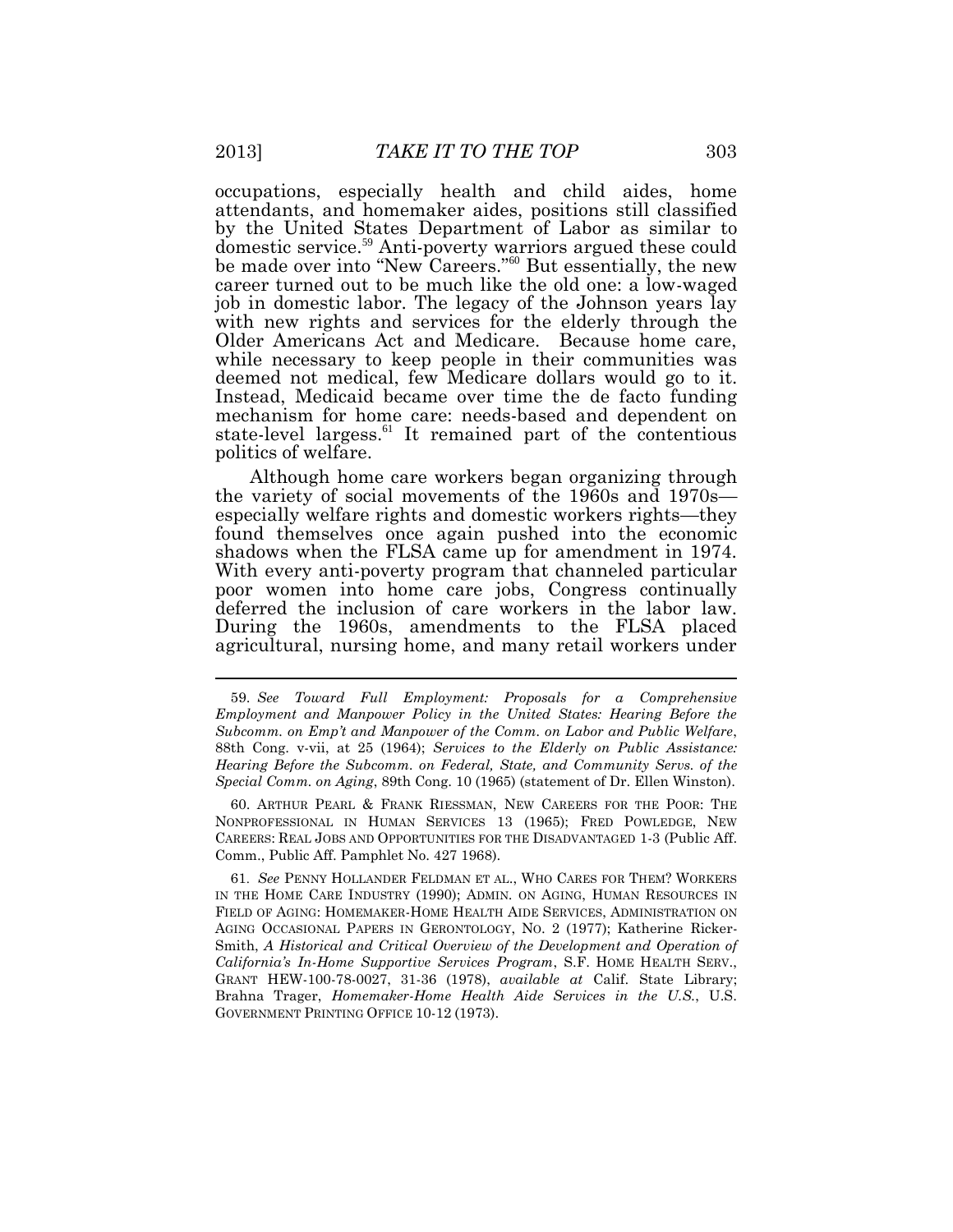occupations, especially health and child aides, home attendants, and homemaker aides, positions still classified by the United States Department of Labor as similar to domestic service.[59] Anti-poverty warriors argued these could be made over into "New Careers."[60] But essentially, the new career turned out to be much like the old one: a low-waged job in domestic labor. The legacy of the Johnson years lay with new rights and services for the elderly through the Older Americans Act and Medicare. Because home care, while necessary to keep people in their communities was deemed not medical, few Medicare dollars would go to it. Instead, Medicaid became over time the de facto funding mechanism for home care: needs-based and dependent on state-level largess.[61] It remained part of the contentious politics of welfare.

Although home care workers began organizing through the variety of social movements of the 1960s and 1970s—especially welfare rights and domestic workers rights—they found themselves once again pushed into the economic shadows when the FLSA came up for amendment in 1974. With every anti-poverty program that channeled particular poor women into home care jobs, Congress continually deferred the inclusion of care workers in the labor law. During the 1960s, amendments to the FLSA placed agricultural, nursing home, and many retail workers under

---

59. *See Toward Full Employment: Proposals for a Comprehensive Employment and Manpower Policy in the United States: Hearing Before the Subcomm. on Emp't and Manpower of the Comm. on Labor and Public Welfare*, 88th Cong. v-vii, at 25 (1964); *Services to the Elderly on Public Assistance: Hearing Before the Subcomm. on Federal, State, and Community Servs. of the Special Comm. on Aging*, 89th Cong. 10 (1965) (statement of Dr. Ellen Winston).

60. ARTHUR PEARL & FRANK RIESSMAN, NEW CAREERS FOR THE POOR: THE NONPROFESSIONAL IN HUMAN SERVICES 13 (1965); FRED POWLEDGE, NEW CAREERS: REAL JOBS AND OPPORTUNITIES FOR THE DISADVANTAGED 1-3 (Public Aff. Comm., Public Aff. Pamphlet No. 427 1968).

61. *See* PENNY HOLLANDER FELDMAN ET AL., WHO CARES FOR THEM? WORKERS IN THE HOME CARE INDUSTRY (1990); ADMIN. ON AGING, HUMAN RESOURCES IN FIELD OF AGING: HOMEMAKER-HOME HEALTH AIDE SERVICES, ADMINISTRATION ON AGING OCCASIONAL PAPERS IN GERONTOLOGY, NO. 2 (1977); Katherine Ricker-Smith, *A Historical and Critical Overview of the Development and Operation of California's In-Home Supportive Services Program*, S.F. HOME HEALTH SERV., GRANT HEW-100-78-0027, 31-36 (1978), *available at* Calif. State Library; Brahna Trager, *Homemaker-Home Health Aide Services in the U.S.*, U.S. GOVERNMENT PRINTING OFFICE 10-12 (1973).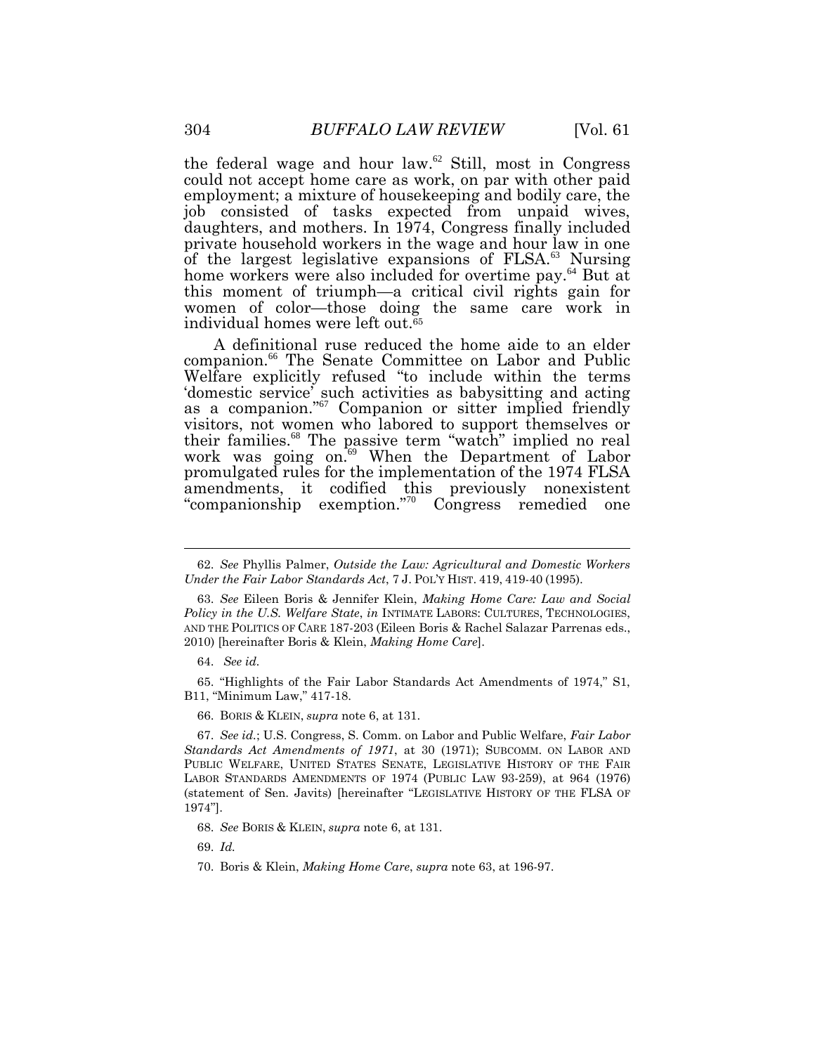the federal wage and hour law.[62] Still, most in Congress could not accept home care as work, on par with other paid employment; a mixture of housekeeping and bodily care, the job consisted of tasks expected from unpaid wives, daughters, and mothers. In 1974, Congress finally included private household workers in the wage and hour law in one of the largest legislative expansions of FLSA.[63] Nursing home workers were also included for overtime pay.[64] But at this moment of triumph—a critical civil rights gain for women of color—those doing the same care work in individual homes were left out.[65]

A definitional ruse reduced the home aide to an elder companion.[66] The Senate Committee on Labor and Public Welfare explicitly refused "to include within the terms 'domestic service' such activities as babysitting and acting as a companion."[67] Companion or sitter implied friendly visitors, not women who labored to support themselves or their families.[68] The passive term "watch" implied no real work was going on.[69] When the Department of Labor promulgated rules for the implementation of the 1974 FLSA amendments, it codified this previously nonexistent "companionship exemption."[70] Congress remedied one

---

62. *See* Phyllis Palmer, *Outside the Law: Agricultural and Domestic Workers Under the Fair Labor Standards Act*, 7 J. POL'Y HIST. 419, 419-40 (1995).

63. *See* Eileen Boris & Jennifer Klein, *Making Home Care: Law and Social Policy in the U.S. Welfare State*, *in* INTIMATE LABORS: CULTURES, TECHNOLOGIES, AND THE POLITICS OF CARE 187-203 (Eileen Boris & Rachel Salazar Parrenas eds., 2010) [hereinafter Boris & Klein, *Making Home Care*].

64. *See id.*

65. "Highlights of the Fair Labor Standards Act Amendments of 1974," S1, B11, "Minimum Law," 417-18.

66. BORIS & KLEIN, *supra* note 6, at 131.

67. *See id.*; U.S. Congress, S. Comm. on Labor and Public Welfare, *Fair Labor Standards Act Amendments of 1971*, at 30 (1971); SUBCOMM. ON LABOR AND PUBLIC WELFARE, UNITED STATES SENATE, LEGISLATIVE HISTORY OF THE FAIR LABOR STANDARDS AMENDMENTS OF 1974 (PUBLIC LAW 93-259), at 964 (1976) (statement of Sen. Javits) [hereinafter "LEGISLATIVE HISTORY OF THE FLSA OF 1974"].

68. *See* BORIS & KLEIN, *supra* note 6, at 131.

69. *Id.*

70. Boris & Klein, *Making Home Care*, *supra* note 63, at 196-97.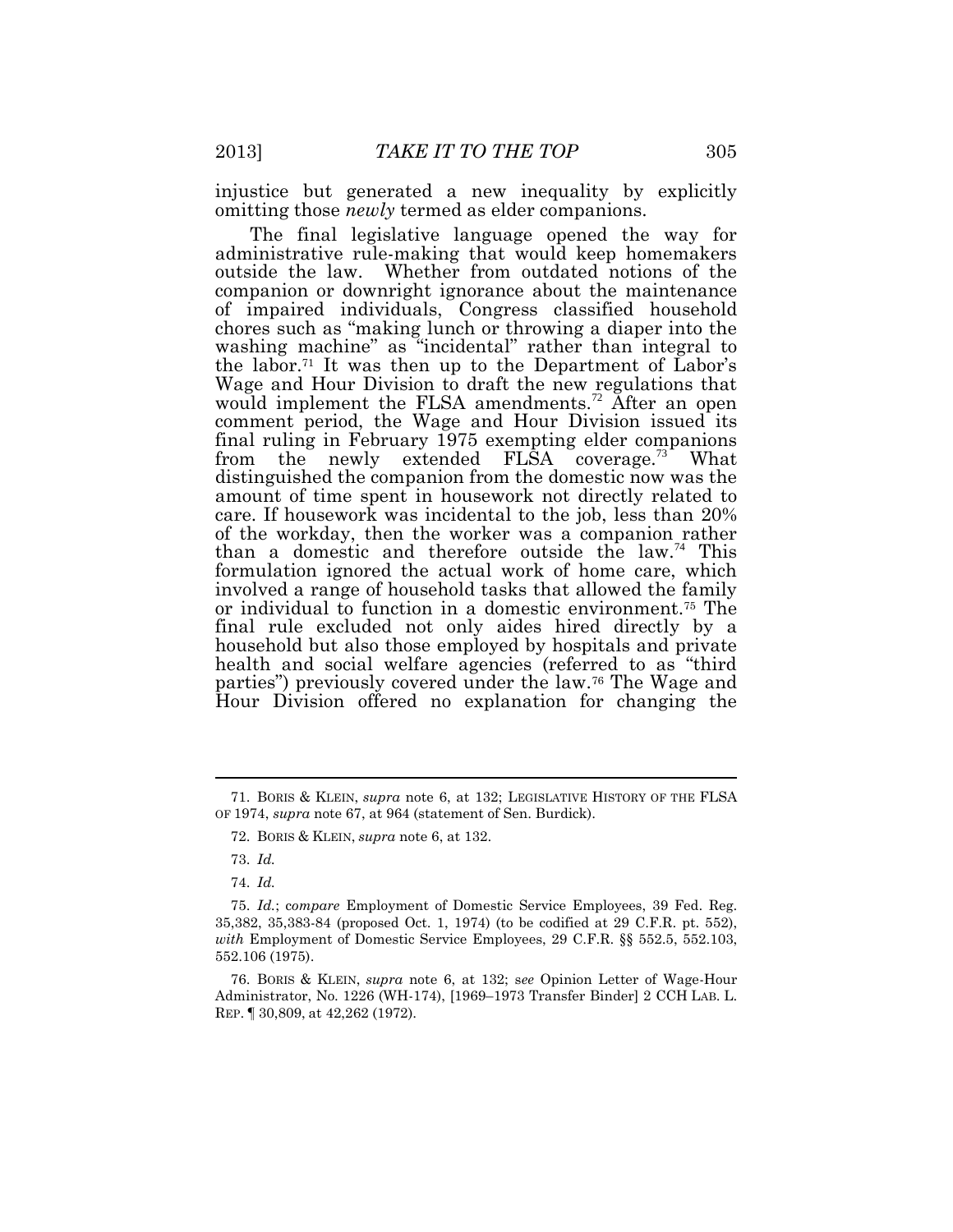injustice but generated a new inequality by explicitly omitting those *newly* termed as elder companions.

The final legislative language opened the way for administrative rule-making that would keep homemakers outside the law. Whether from outdated notions of the companion or downright ignorance about the maintenance of impaired individuals, Congress classified household chores such as "making lunch or throwing a diaper into the washing machine" as "incidental" rather than integral to the labor.[71] It was then up to the Department of Labor's Wage and Hour Division to draft the new regulations that would implement the FLSA amendments.[72] After an open comment period, the Wage and Hour Division issued its final ruling in February 1975 exempting elder companions from the newly extended FLSA coverage.[73] What distinguished the companion from the domestic now was the amount of time spent in housework not directly related to care. If housework was incidental to the job, less than 20% of the workday, then the worker was a companion rather than a domestic and therefore outside the law.[74] This formulation ignored the actual work of home care, which involved a range of household tasks that allowed the family or individual to function in a domestic environment.[75] The final rule excluded not only aides hired directly by a household but also those employed by hospitals and private health and social welfare agencies (referred to as "third parties") previously covered under the law.[76] The Wage and Hour Division offered no explanation for changing the

---

71. BORIS & KLEIN, *supra* note 6, at 132; LEGISLATIVE HISTORY OF THE FLSA OF 1974, *supra* note 67, at 964 (statement of Sen. Burdick).

72. BORIS & KLEIN, *supra* note 6, at 132.

73. *Id.*

74. *Id.*

75. *Id.*; *compare* Employment of Domestic Service Employees, 39 Fed. Reg. 35,382, 35,383-84 (proposed Oct. 1, 1974) (to be codified at 29 C.F.R. pt. 552), *with* Employment of Domestic Service Employees, 29 C.F.R. §§ 552.5, 552.103, 552.106 (1975).

76. BORIS & KLEIN, *supra* note 6, at 132; *see* Opinion Letter of Wage-Hour Administrator, No. 1226 (WH-174), [1969–1973 Transfer Binder] 2 CCH LAB. L. REP. ¶ 30,809, at 42,262 (1972).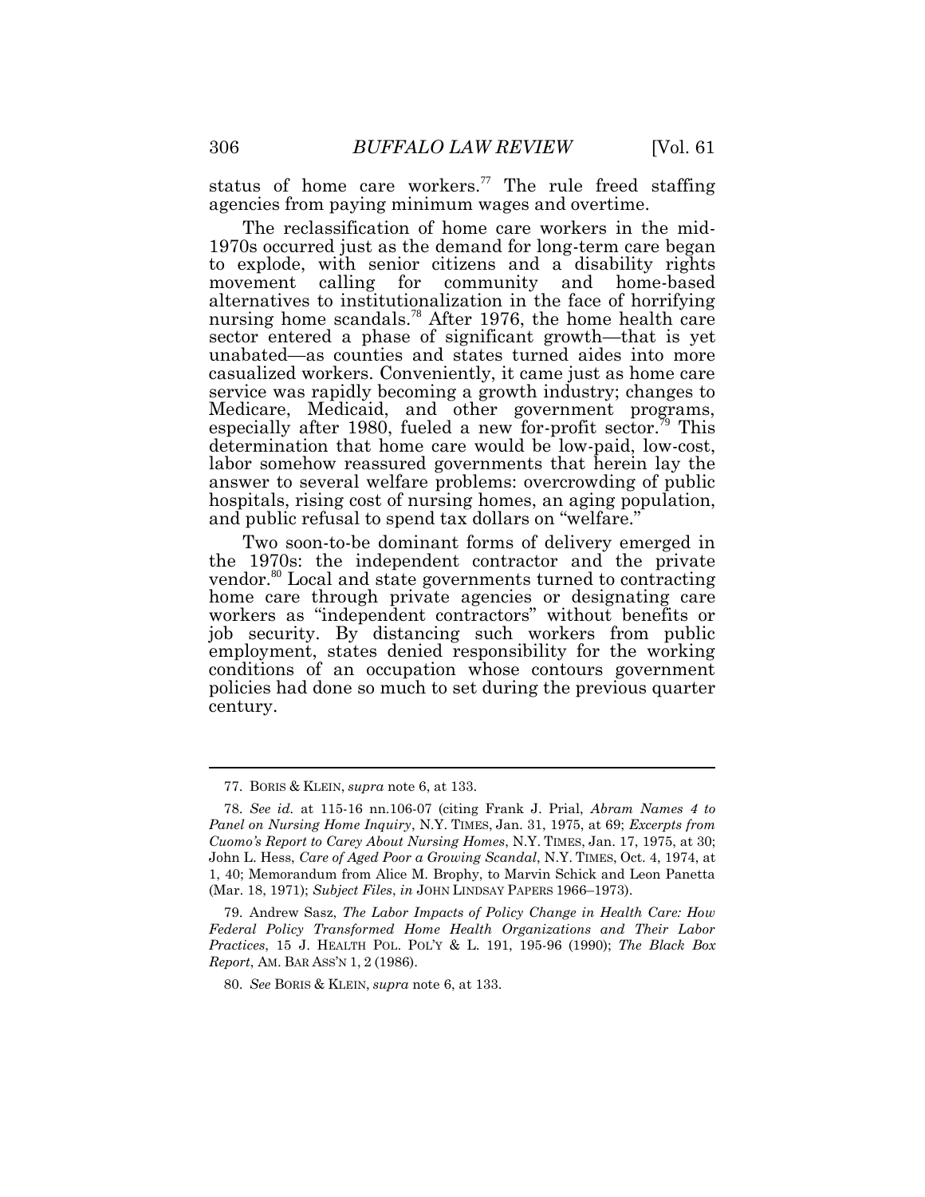status of home care workers.[77] The rule freed staffing agencies from paying minimum wages and overtime.

The reclassification of home care workers in the mid-1970s occurred just as the demand for long-term care began to explode, with senior citizens and a disability rights movement calling for community and home-based alternatives to institutionalization in the face of horrifying nursing home scandals.[78] After 1976, the home health care sector entered a phase of significant growth—that is yet unabated—as counties and states turned aides into more casualized workers. Conveniently, it came just as home care service was rapidly becoming a growth industry; changes to Medicare, Medicaid, and other government programs, especially after 1980, fueled a new for-profit sector.[79] This determination that home care would be low-paid, low-cost, labor somehow reassured governments that herein lay the answer to several welfare problems: overcrowding of public hospitals, rising cost of nursing homes, an aging population, and public refusal to spend tax dollars on "welfare."

Two soon-to-be dominant forms of delivery emerged in the 1970s: the independent contractor and the private vendor.[80] Local and state governments turned to contracting home care through private agencies or designating care workers as "independent contractors" without benefits or job security. By distancing such workers from public employment, states denied responsibility for the working conditions of an occupation whose contours government policies had done so much to set during the previous quarter century.

---

77. BORIS & KLEIN, *supra* note 6, at 133.

78. *See id.* at 115-16 nn.106-07 (citing Frank J. Prial, *Abram Names 4 to Panel on Nursing Home Inquiry*, N.Y. TIMES, Jan. 31, 1975, at 69; *Excerpts from Cuomo's Report to Carey About Nursing Homes*, N.Y. TIMES, Jan. 17, 1975, at 30; John L. Hess, *Care of Aged Poor a Growing Scandal*, N.Y. TIMES, Oct. 4, 1974, at 1, 40; Memorandum from Alice M. Brophy, to Marvin Schick and Leon Panetta (Mar. 18, 1971); *Subject Files*, *in* JOHN LINDSAY PAPERS 1966–1973).

79. Andrew Sasz, *The Labor Impacts of Policy Change in Health Care: How Federal Policy Transformed Home Health Organizations and Their Labor Practices*, 15 J. HEALTH POL. POL'Y & L. 191, 195-96 (1990); *The Black Box Report*, AM. BAR ASS'N 1, 2 (1986).

80. *See* BORIS & KLEIN, *supra* note 6, at 133.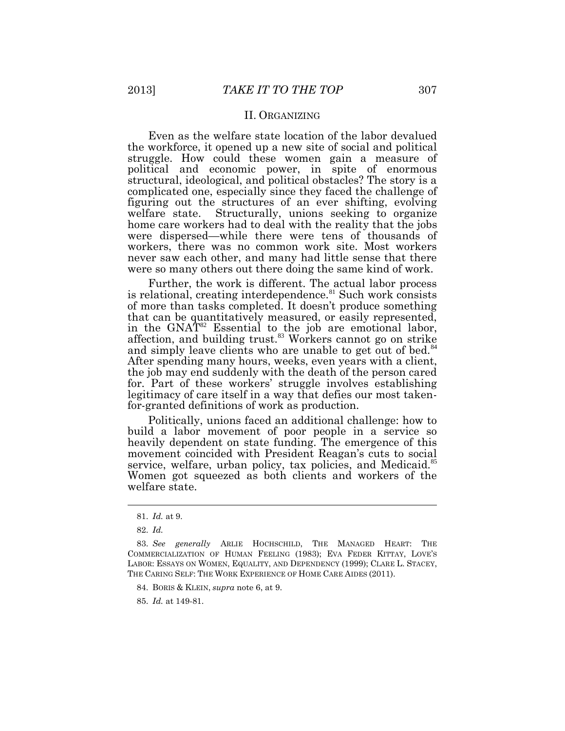## II. ORGANIZING

Even as the welfare state location of the labor devalued the workforce, it opened up a new site of social and political struggle. How could these women gain a measure of political and economic power, in spite of enormous structural, ideological, and political obstacles? The story is a complicated one, especially since they faced the challenge of figuring out the structures of an ever shifting, evolving welfare state. Structurally, unions seeking to organize home care workers had to deal with the reality that the jobs were dispersed—while there were tens of thousands of workers, there was no common work site. Most workers never saw each other, and many had little sense that there were so many others out there doing the same kind of work.

Further, the work is different. The actual labor process is relational, creating interdependence.[81] Such work consists of more than tasks completed. It doesn't produce something that can be quantitatively measured, or easily represented, in the GNAT[82] Essential to the job are emotional labor, affection, and building trust.[83] Workers cannot go on strike and simply leave clients who are unable to get out of bed.[84] After spending many hours, weeks, even years with a client, the job may end suddenly with the death of the person cared for. Part of these workers' struggle involves establishing legitimacy of care itself in a way that defies our most taken-for-granted definitions of work as production.

Politically, unions faced an additional challenge: how to build a labor movement of poor people in a service so heavily dependent on state funding. The emergence of this movement coincided with President Reagan's cuts to social service, welfare, urban policy, tax policies, and Medicaid.[85] Women got squeezed as both clients and workers of the welfare state.

---

81. *Id.* at 9.

82. *Id.*

83. *See generally* ARLIE HOCHSCHILD, THE MANAGED HEART: THE COMMERCIALIZATION OF HUMAN FEELING (1983); EVA FEDER KITTAY, LOVE'S LABOR: ESSAYS ON WOMEN, EQUALITY, AND DEPENDENCY (1999); CLARE L. STACEY, THE CARING SELF: THE WORK EXPERIENCE OF HOME CARE AIDES (2011).

84. BORIS & KLEIN, *supra* note 6, at 9.

85. *Id.* at 149-81.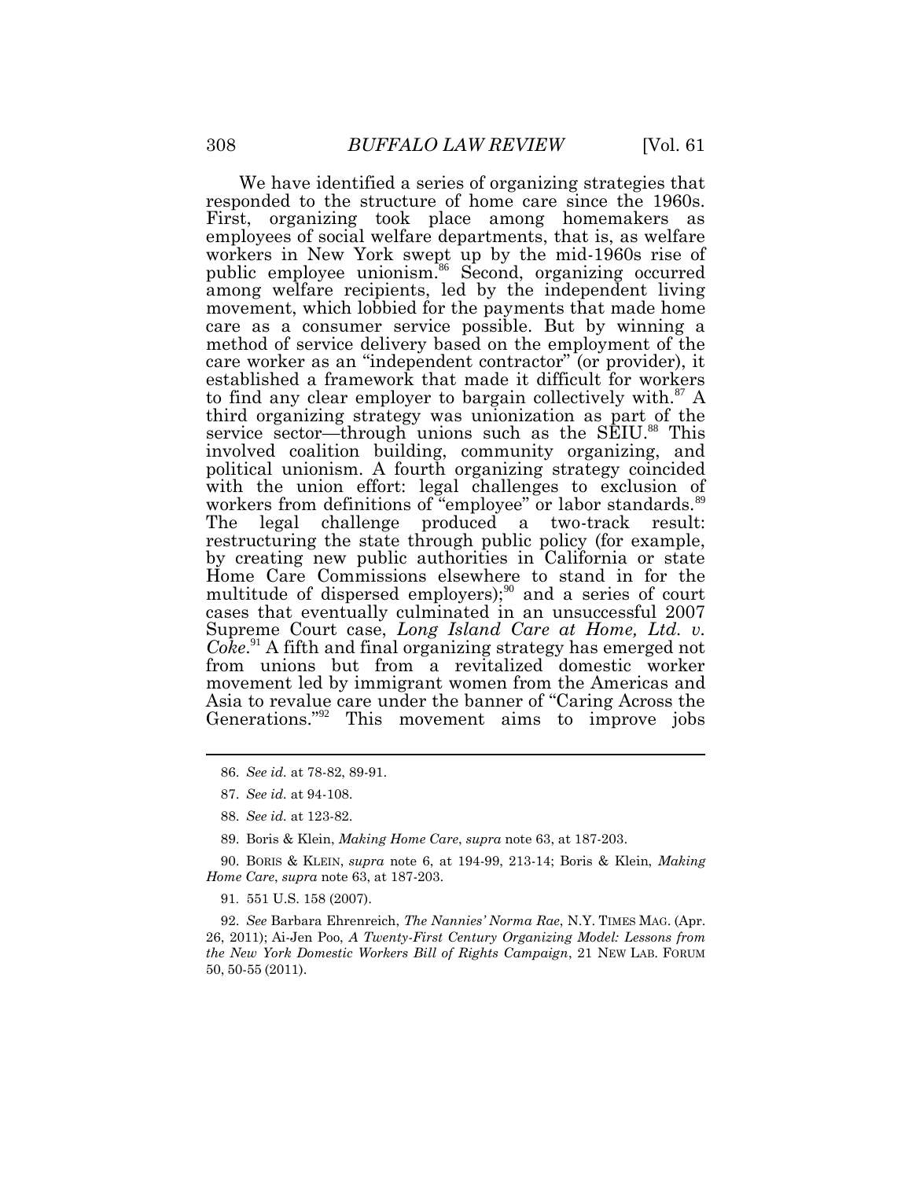We have identified a series of organizing strategies that responded to the structure of home care since the 1960s. First, organizing took place among homemakers as employees of social welfare departments, that is, as welfare workers in New York swept up by the mid-1960s rise of public employee unionism.[86] Second, organizing occurred among welfare recipients, led by the independent living movement, which lobbied for the payments that made home care as a consumer service possible. But by winning a method of service delivery based on the employment of the care worker as an "independent contractor" (or provider), it established a framework that made it difficult for workers to find any clear employer to bargain collectively with.[87] A third organizing strategy was unionization as part of the service sector—through unions such as the SEIU.[88] This involved coalition building, community organizing, and political unionism. A fourth organizing strategy coincided with the union effort: legal challenges to exclusion of workers from definitions of "employee" or labor standards.[89] The legal challenge produced a two-track result: restructuring the state through public policy (for example, by creating new public authorities in California or state Home Care Commissions elsewhere to stand in for the multitude of dispersed employers);[90] and a series of court cases that eventually culminated in an unsuccessful 2007 Supreme Court case, *Long Island Care at Home, Ltd. v. Coke*.[91] A fifth and final organizing strategy has emerged not from unions but from a revitalized domestic worker movement led by immigrant women from the Americas and Asia to revalue care under the banner of "Caring Across the Generations."[92] This movement aims to improve jobs

---

86. *See id.* at 78-82, 89-91.

87. *See id.* at 94-108.

88. *See id.* at 123-82.

89. Boris & Klein, *Making Home Care*, *supra* note 63, at 187-203.

90. BORIS & KLEIN, *supra* note 6, at 194-99, 213-14; Boris & Klein, *Making Home Care*, *supra* note 63, at 187-203.

91. 551 U.S. 158 (2007).

92. *See* Barbara Ehrenreich, *The Nannies' Norma Rae*, N.Y. TIMES MAG. (Apr. 26, 2011); Ai-Jen Poo, *A Twenty-First Century Organizing Model: Lessons from the New York Domestic Workers Bill of Rights Campaign*, 21 NEW LAB. FORUM 50, 50-55 (2011).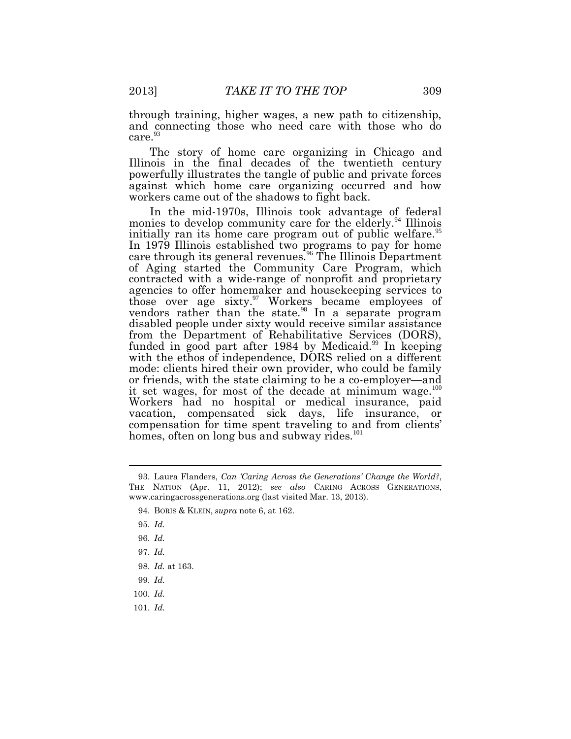through training, higher wages, a new path to citizenship, and connecting those who need care with those who do care.[93]

The story of home care organizing in Chicago and Illinois in the final decades of the twentieth century powerfully illustrates the tangle of public and private forces against which home care organizing occurred and how workers came out of the shadows to fight back.

In the mid-1970s, Illinois took advantage of federal monies to develop community care for the elderly.[94] Illinois initially ran its home care program out of public welfare.[95] In 1979 Illinois established two programs to pay for home care through its general revenues.[96] The Illinois Department of Aging started the Community Care Program, which contracted with a wide-range of nonprofit and proprietary agencies to offer homemaker and housekeeping services to those over age sixty.[97] Workers became employees of vendors rather than the state.[98] In a separate program disabled people under sixty would receive similar assistance from the Department of Rehabilitative Services (DORS), funded in good part after 1984 by Medicaid.[99] In keeping with the ethos of independence, DORS relied on a different mode: clients hired their own provider, who could be family or friends, with the state claiming to be a co-employer—and it set wages, for most of the decade at minimum wage.[100] Workers had no hospital or medical insurance, paid vacation, compensated sick days, life insurance, or compensation for time spent traveling to and from clients' homes, often on long bus and subway rides.[101]

---

93. Laura Flanders, *Can 'Caring Across the Generations' Change the World?*, THE NATION (Apr. 11, 2012); *see also* CARING ACROSS GENERATIONS, www.caringacrossgenerations.org (last visited Mar. 13, 2013).

94. BORIS & KLEIN, *supra* note 6, at 162.

95. *Id.*

96. *Id.*

97. *Id.*

98. *Id.* at 163.

99. *Id.*

100. *Id.*

101. *Id.*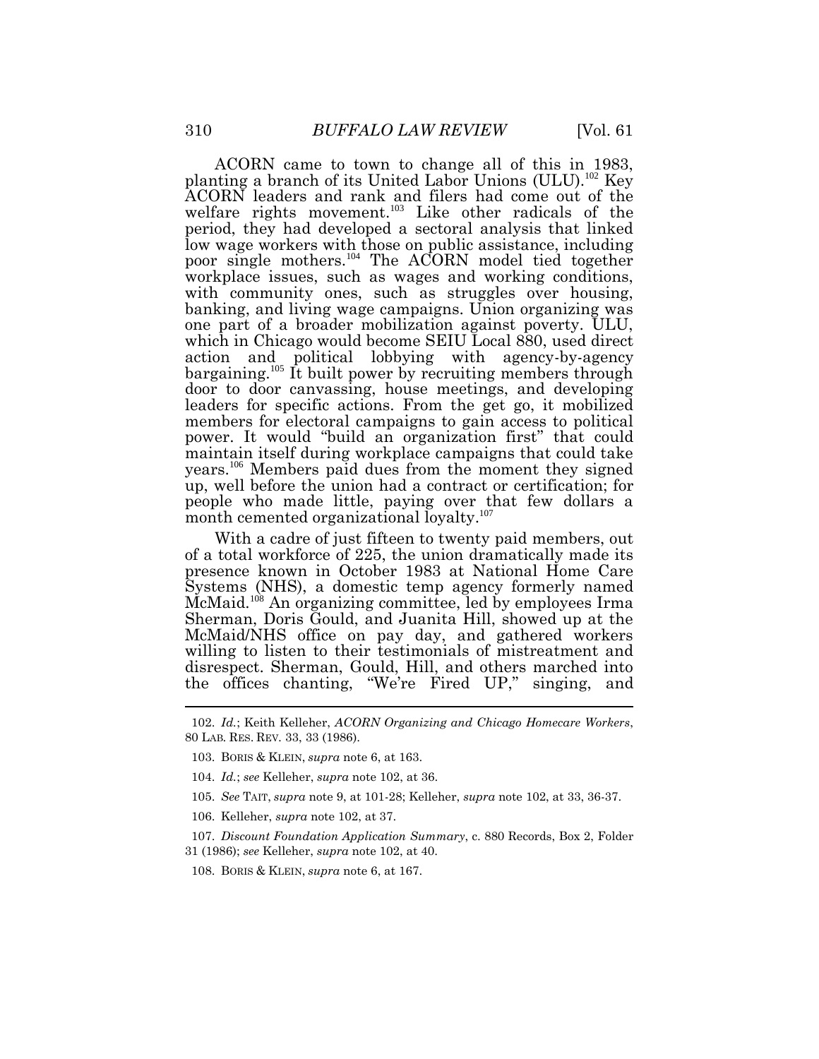ACORN came to town to change all of this in 1983, planting a branch of its United Labor Unions (ULU).[102] Key ACORN leaders and rank and filers had come out of the welfare rights movement.[103] Like other radicals of the period, they had developed a sectoral analysis that linked low wage workers with those on public assistance, including poor single mothers.[104] The ACORN model tied together workplace issues, such as wages and working conditions, with community ones, such as struggles over housing, banking, and living wage campaigns. Union organizing was one part of a broader mobilization against poverty. ULU, which in Chicago would become SEIU Local 880, used direct action and political lobbying with agency-by-agency bargaining.[105] It built power by recruiting members through door to door canvassing, house meetings, and developing leaders for specific actions. From the get go, it mobilized members for electoral campaigns to gain access to political power. It would "build an organization first" that could maintain itself during workplace campaigns that could take years.[106] Members paid dues from the moment they signed up, well before the union had a contract or certification; for people who made little, paying over that few dollars a month cemented organizational loyalty.[107]

With a cadre of just fifteen to twenty paid members, out of a total workforce of 225, the union dramatically made its presence known in October 1983 at National Home Care Systems (NHS), a domestic temp agency formerly named McMaid.[108] An organizing committee, led by employees Irma Sherman, Doris Gould, and Juanita Hill, showed up at the McMaid/NHS office on pay day, and gathered workers willing to listen to their testimonials of mistreatment and disrespect. Sherman, Gould, Hill, and others marched into the offices chanting, "We're Fired UP," singing, and

---

102. *Id.*; Keith Kelleher, *ACORN Organizing and Chicago Homecare Workers*, 80 LAB. RES. REV. 33, 33 (1986).

103. BORIS & KLEIN, *supra* note 6, at 163.

104. *Id.*; *see* Kelleher, *supra* note 102, at 36.

105. *See* TAIT, *supra* note 9, at 101-28; Kelleher, *supra* note 102, at 33, 36-37.

106. Kelleher, *supra* note 102, at 37.

107. *Discount Foundation Application Summary*, c. 880 Records, Box 2, Folder 31 (1986); *see* Kelleher, *supra* note 102, at 40.

108. BORIS & KLEIN, *supra* note 6, at 167.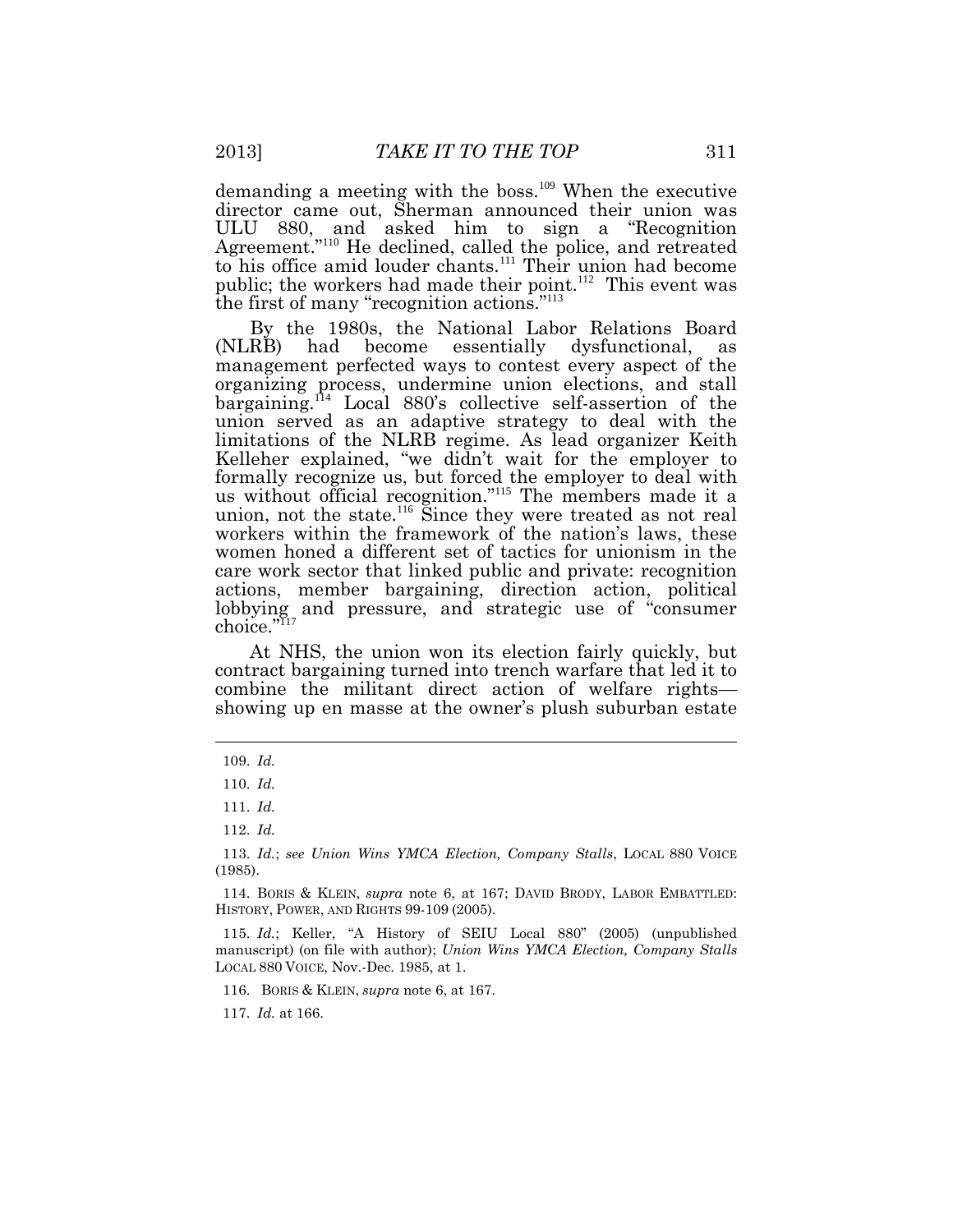demanding a meeting with the boss.[109] When the executive director came out, Sherman announced their union was ULU 880, and asked him to sign a "Recognition Agreement."[110] He declined, called the police, and retreated to his office amid louder chants.[111] Their union had become public; the workers had made their point.[112] This event was the first of many "recognition actions."[113]

By the 1980s, the National Labor Relations Board (NLRB) had become essentially dysfunctional, as management perfected ways to contest every aspect of the organizing process, undermine union elections, and stall bargaining.[114] Local 880's collective self-assertion of the union served as an adaptive strategy to deal with the limitations of the NLRB regime. As lead organizer Keith Kelleher explained, "we didn't wait for the employer to formally recognize us, but forced the employer to deal with us without official recognition."[115] The members made it a union, not the state.[116] Since they were treated as not real workers within the framework of the nation's laws, these women honed a different set of tactics for unionism in the care work sector that linked public and private: recognition actions, member bargaining, direction action, political lobbying and pressure, and strategic use of "consumer choice."[117]

At NHS, the union won its election fairly quickly, but contract bargaining turned into trench warfare that led it to combine the militant direct action of welfare rights—showing up en masse at the owner's plush suburban estate

---

109. *Id.*

110. *Id.*

111. *Id.*

112. *Id.*

113. *Id.*; *see Union Wins YMCA Election, Company Stalls*, LOCAL 880 VOICE (1985).

114. BORIS & KLEIN, *supra* note 6, at 167; DAVID BRODY, LABOR EMBATTLED: HISTORY, POWER, AND RIGHTS 99-109 (2005).

115. *Id.*; Keller, "A History of SEIU Local 880" (2005) (unpublished manuscript) (on file with author); *Union Wins YMCA Election, Company Stalls* LOCAL 880 VOICE, Nov.-Dec. 1985, at 1.

116. BORIS & KLEIN, *supra* note 6, at 167.

117. *Id.* at 166.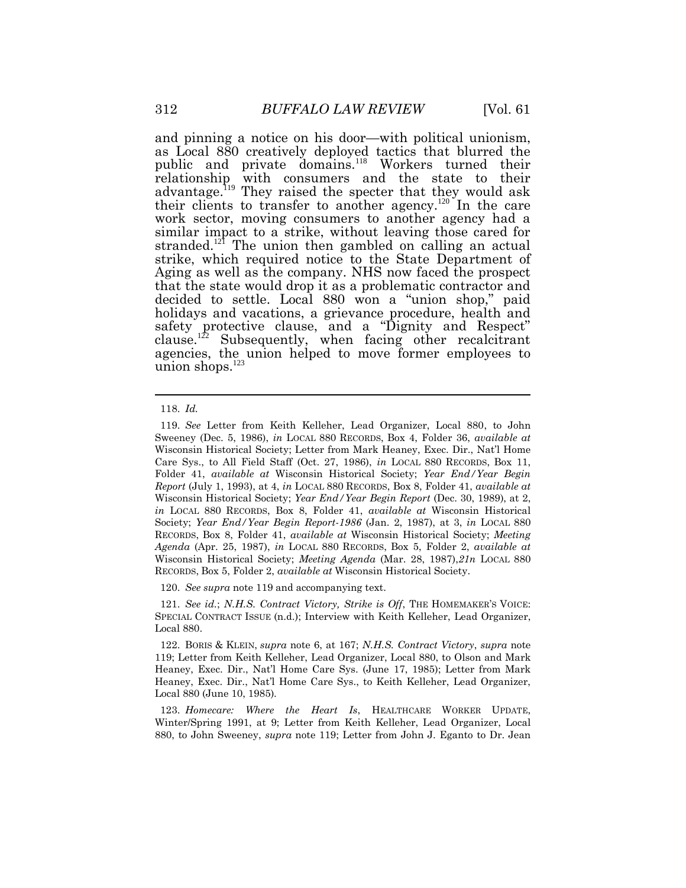and pinning a notice on his door—with political unionism, as Local 880 creatively deployed tactics that blurred the public and private domains.[118] Workers turned their relationship with consumers and the state to their advantage.[119] They raised the specter that they would ask their clients to transfer to another agency.[120] In the care work sector, moving consumers to another agency had a similar impact to a strike, without leaving those cared for stranded.[121] The union then gambled on calling an actual strike, which required notice to the State Department of Aging as well as the company. NHS now faced the prospect that the state would drop it as a problematic contractor and decided to settle. Local 880 won a "union shop," paid holidays and vacations, a grievance procedure, health and safety protective clause, and a "Dignity and Respect" clause.[122] Subsequently, when facing other recalcitrant agencies, the union helped to move former employees to union shops.[123]

---

118. *Id.*

119. *See* Letter from Keith Kelleher, Lead Organizer, Local 880, to John Sweeney (Dec. 5, 1986), *in* LOCAL 880 RECORDS, Box 4, Folder 36, *available at* Wisconsin Historical Society; Letter from Mark Heaney, Exec. Dir., Nat'l Home Care Sys., to All Field Staff (Oct. 27, 1986), *in* LOCAL 880 RECORDS, Box 11, Folder 41, *available at* Wisconsin Historical Society; *Year End/Year Begin Report* (July 1, 1993), at 4, *in* LOCAL 880 RECORDS, Box 8, Folder 41, *available at* Wisconsin Historical Society; *Year End/Year Begin Report* (Dec. 30, 1989), at 2, *in* LOCAL 880 RECORDS, Box 8, Folder 41, *available at* Wisconsin Historical Society; *Year End/Year Begin Report-1986* (Jan. 2, 1987), at 3, *in* LOCAL 880 RECORDS, Box 8, Folder 41, *available at* Wisconsin Historical Society; *Meeting Agenda* (Apr. 25, 1987), *in* LOCAL 880 RECORDS, Box 5, Folder 2, *available at* Wisconsin Historical Society; *Meeting Agenda* (Mar. 28, 1987),*21n* LOCAL 880 RECORDS, Box 5, Folder 2, *available at* Wisconsin Historical Society.

120. *See supra* note 119 and accompanying text.

121. *See id.*; *N.H.S. Contract Victory, Strike is Off*, THE HOMEMAKER'S VOICE: SPECIAL CONTRACT ISSUE (n.d.); Interview with Keith Kelleher, Lead Organizer, Local 880.

122. BORIS & KLEIN, *supra* note 6, at 167; *N.H.S. Contract Victory*, *supra* note 119; Letter from Keith Kelleher, Lead Organizer, Local 880, to Olson and Mark Heaney, Exec. Dir., Nat'l Home Care Sys. (June 17, 1985); Letter from Mark Heaney, Exec. Dir., Nat'l Home Care Sys., to Keith Kelleher, Lead Organizer, Local 880 (June 10, 1985).

123. *Homecare: Where the Heart Is*, HEALTHCARE WORKER UPDATE, Winter/Spring 1991, at 9; Letter from Keith Kelleher, Lead Organizer, Local 880, to John Sweeney, *supra* note 119; Letter from John J. Eganto to Dr. Jean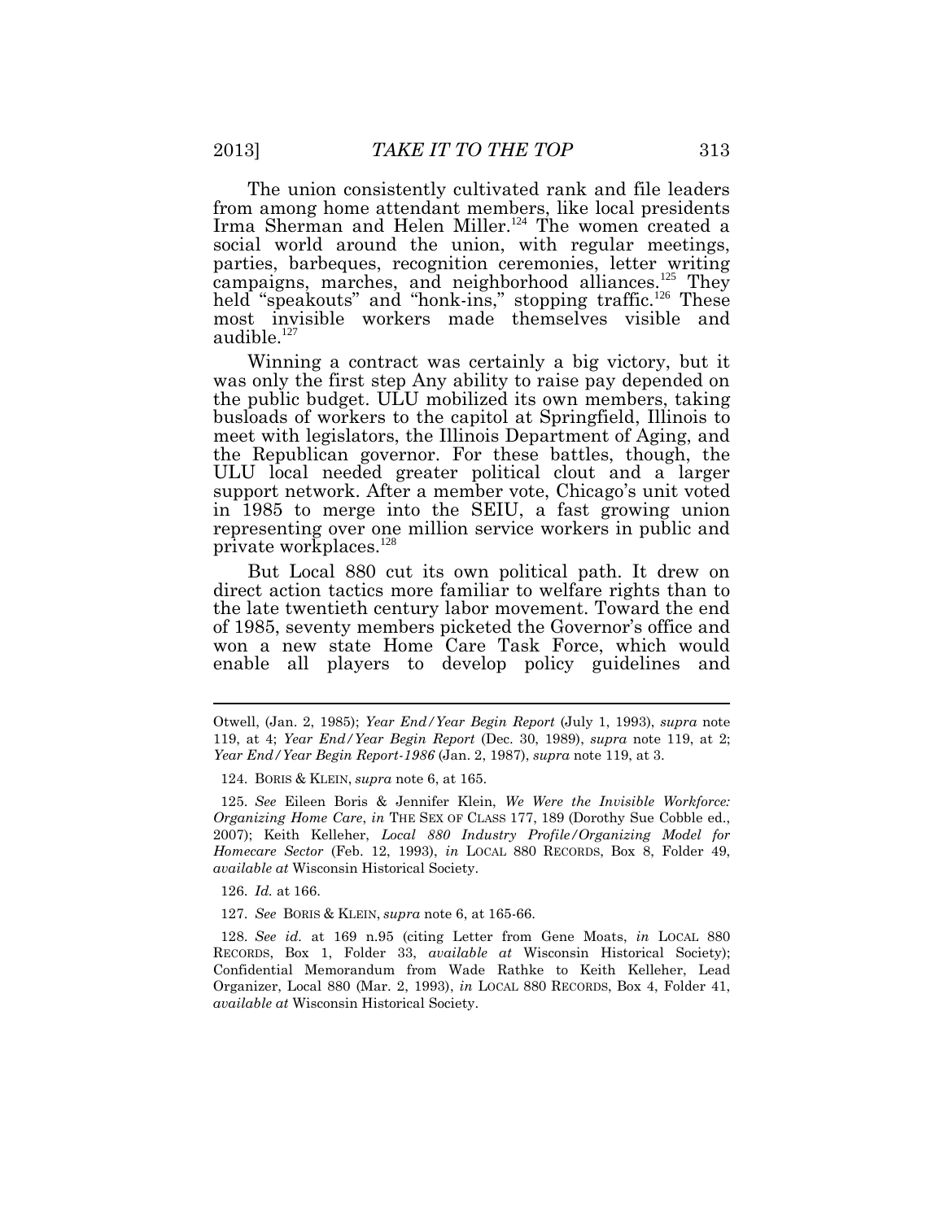The union consistently cultivated rank and file leaders from among home attendant members, like local presidents Irma Sherman and Helen Miller.[124] The women created a social world around the union, with regular meetings, parties, barbeques, recognition ceremonies, letter writing campaigns, marches, and neighborhood alliances.[125] They held "speakouts" and "honk-ins," stopping traffic.[126] These most invisible workers made themselves visible and audible.[127]

Winning a contract was certainly a big victory, but it was only the first step Any ability to raise pay depended on the public budget. ULU mobilized its own members, taking busloads of workers to the capitol at Springfield, Illinois to meet with legislators, the Illinois Department of Aging, and the Republican governor. For these battles, though, the ULU local needed greater political clout and a larger support network. After a member vote, Chicago's unit voted in 1985 to merge into the SEIU, a fast growing union representing over one million service workers in public and private workplaces.[128]

But Local 880 cut its own political path. It drew on direct action tactics more familiar to welfare rights than to the late twentieth century labor movement. Toward the end of 1985, seventy members picketed the Governor's office and won a new state Home Care Task Force, which would enable all players to develop policy guidelines and

---

Otwell, (Jan. 2, 1985); *Year End/Year Begin Report* (July 1, 1993), *supra* note 119, at 4; *Year End/Year Begin Report* (Dec. 30, 1989), *supra* note 119, at 2; *Year End/Year Begin Report-1986* (Jan. 2, 1987), *supra* note 119, at 3.

124. BORIS & KLEIN, *supra* note 6, at 165.

125. *See* Eileen Boris & Jennifer Klein, *We Were the Invisible Workforce: Organizing Home Care*, *in* THE SEX OF CLASS 177, 189 (Dorothy Sue Cobble ed., 2007); Keith Kelleher, *Local 880 Industry Profile/Organizing Model for Homecare Sector* (Feb. 12, 1993), *in* LOCAL 880 RECORDS, Box 8, Folder 49, *available at* Wisconsin Historical Society.

126. *Id.* at 166.

127. *See* BORIS & KLEIN, *supra* note 6, at 165-66.

128. *See id.* at 169 n.95 (citing Letter from Gene Moats, *in* LOCAL 880 RECORDS, Box 1, Folder 33, *available at* Wisconsin Historical Society); Confidential Memorandum from Wade Rathke to Keith Kelleher, Lead Organizer, Local 880 (Mar. 2, 1993), *in* LOCAL 880 RECORDS, Box 4, Folder 41, *available at* Wisconsin Historical Society.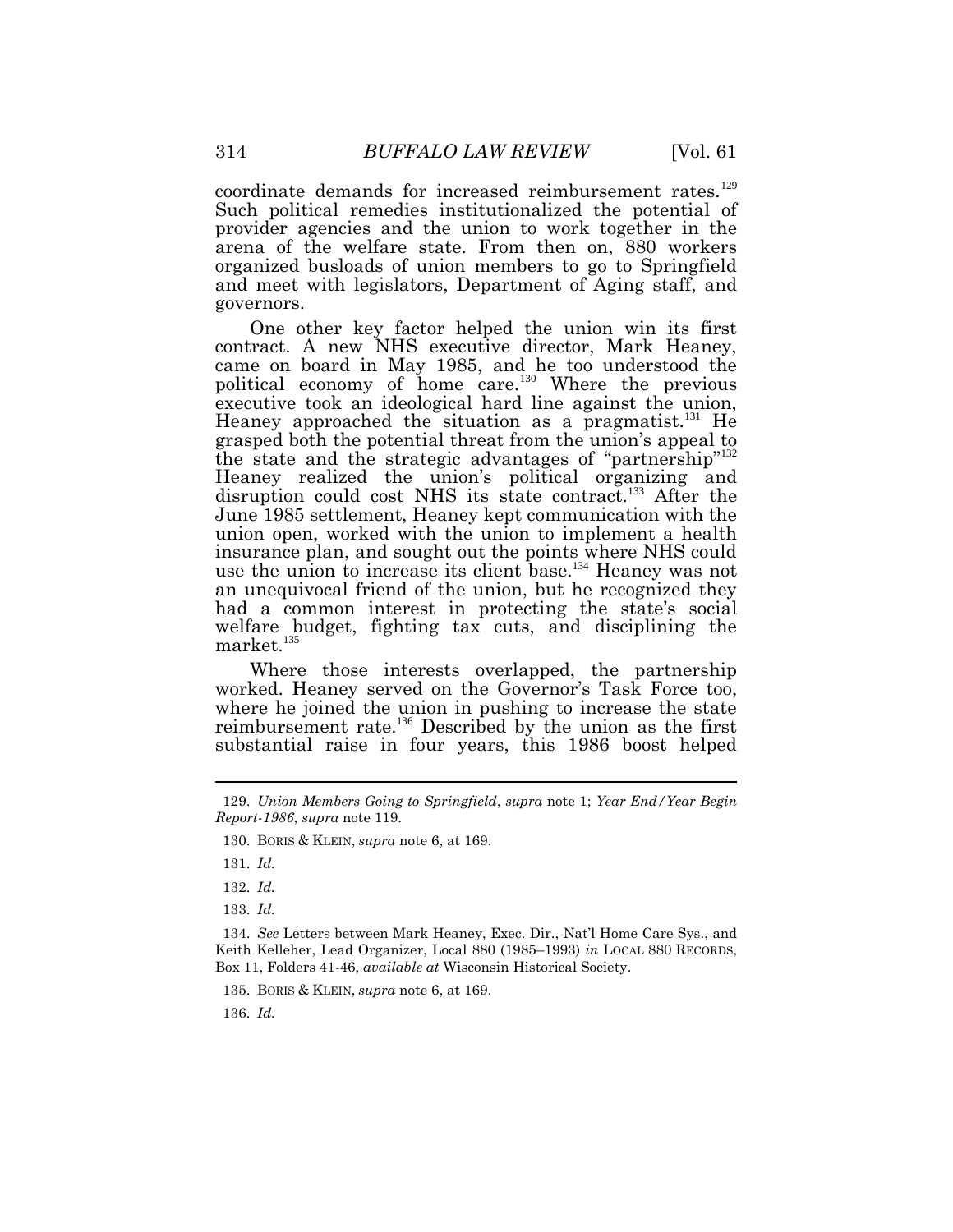coordinate demands for increased reimbursement rates.[129] Such political remedies institutionalized the potential of provider agencies and the union to work together in the arena of the welfare state. From then on, 880 workers organized busloads of union members to go to Springfield and meet with legislators, Department of Aging staff, and governors.

One other key factor helped the union win its first contract. A new NHS executive director, Mark Heaney, came on board in May 1985, and he too understood the political economy of home care.[130] Where the previous executive took an ideological hard line against the union, Heaney approached the situation as a pragmatist.[131] He grasped both the potential threat from the union's appeal to the state and the strategic advantages of "partnership"[132] Heaney realized the union's political organizing and disruption could cost NHS its state contract.[133] After the June 1985 settlement, Heaney kept communication with the union open, worked with the union to implement a health insurance plan, and sought out the points where NHS could use the union to increase its client base.[134] Heaney was not an unequivocal friend of the union, but he recognized they had a common interest in protecting the state's social welfare budget, fighting tax cuts, and disciplining the market.[135]

Where those interests overlapped, the partnership worked. Heaney served on the Governor's Task Force too, where he joined the union in pushing to increase the state reimbursement rate.[136] Described by the union as the first substantial raise in four years, this 1986 boost helped

---

129. *Union Members Going to Springfield*, *supra* note 1; *Year End/Year Begin Report-1986*, *supra* note 119.

130. BORIS & KLEIN, *supra* note 6, at 169.

131. *Id.*

132. *Id.*

133. *Id.*

134. *See* Letters between Mark Heaney, Exec. Dir., Nat'l Home Care Sys., and Keith Kelleher, Lead Organizer, Local 880 (1985–1993) *in* LOCAL 880 RECORDS, Box 11, Folders 41-46, *available at* Wisconsin Historical Society.

135. BORIS & KLEIN, *supra* note 6, at 169.

136. *Id.*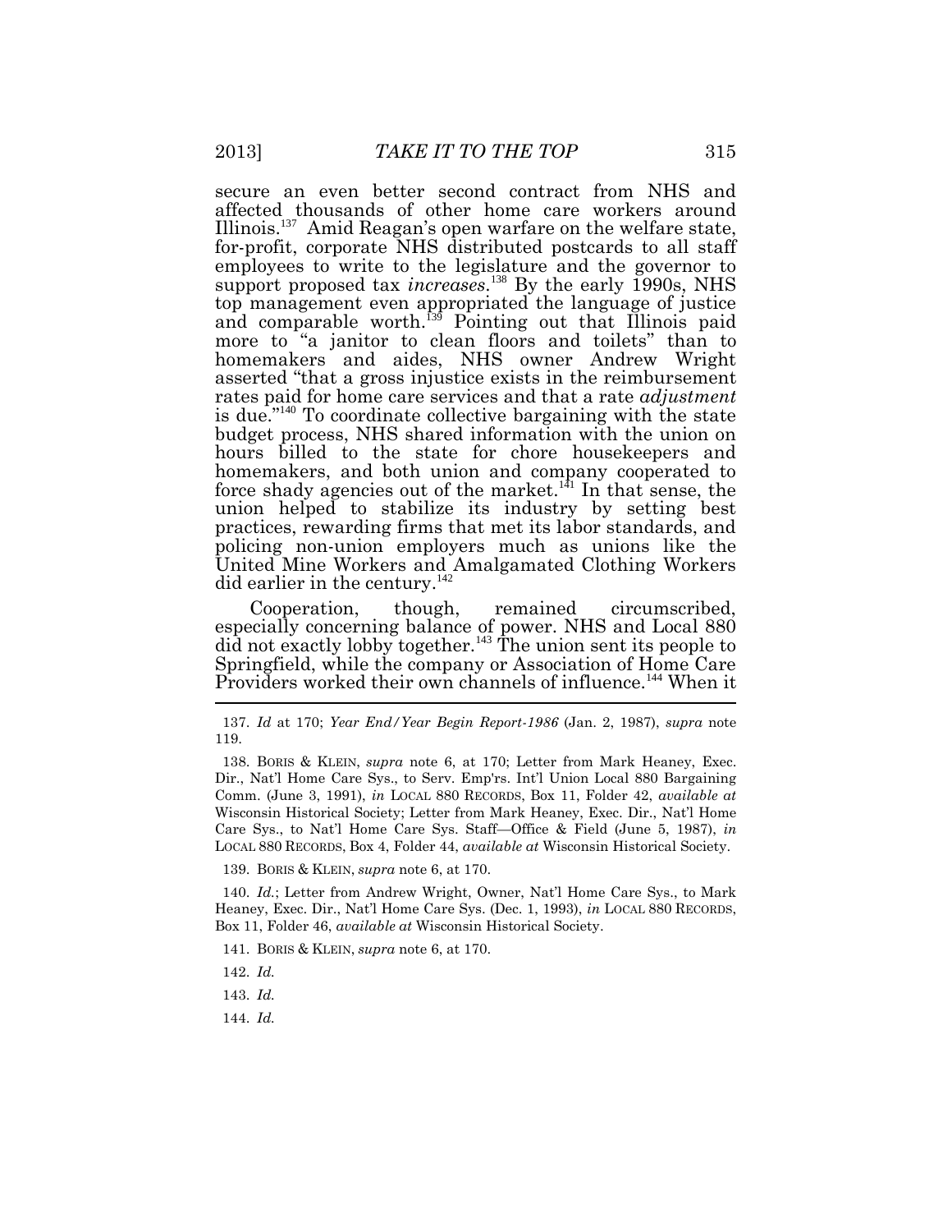secure an even better second contract from NHS and affected thousands of other home care workers around Illinois.[137] Amid Reagan's open warfare on the welfare state, for-profit, corporate NHS distributed postcards to all staff employees to write to the legislature and the governor to support proposed tax *increases*.[138] By the early 1990s, NHS top management even appropriated the language of justice and comparable worth.[139] Pointing out that Illinois paid more to "a janitor to clean floors and toilets" than to homemakers and aides, NHS owner Andrew Wright asserted "that a gross injustice exists in the reimbursement rates paid for home care services and that a rate *adjustment* is due."[140] To coordinate collective bargaining with the state budget process, NHS shared information with the union on hours billed to the state for chore housekeepers and homemakers, and both union and company cooperated to force shady agencies out of the market.[141] In that sense, the union helped to stabilize its industry by setting best practices, rewarding firms that met its labor standards, and policing non-union employers much as unions like the United Mine Workers and Amalgamated Clothing Workers did earlier in the century.[142]

Cooperation, though, remained circumscribed, especially concerning balance of power. NHS and Local 880 did not exactly lobby together.[143] The union sent its people to Springfield, while the company or Association of Home Care Providers worked their own channels of influence.[144] When it

---

137. *Id* at 170; *Year End/Year Begin Report-1986* (Jan. 2, 1987), *supra* note 119.

138. BORIS & KLEIN, *supra* note 6, at 170; Letter from Mark Heaney, Exec. Dir., Nat'l Home Care Sys., to Serv. Emp'rs. Int'l Union Local 880 Bargaining Comm. (June 3, 1991), *in* LOCAL 880 RECORDS, Box 11, Folder 42, *available at* Wisconsin Historical Society; Letter from Mark Heaney, Exec. Dir., Nat'l Home Care Sys., to Nat'l Home Care Sys. Staff—Office & Field (June 5, 1987), *in* LOCAL 880 RECORDS, Box 4, Folder 44, *available at* Wisconsin Historical Society.

139. BORIS & KLEIN, *supra* note 6, at 170.

140. *Id.*; Letter from Andrew Wright, Owner, Nat'l Home Care Sys., to Mark Heaney, Exec. Dir., Nat'l Home Care Sys. (Dec. 1, 1993), *in* LOCAL 880 RECORDS, Box 11, Folder 46, *available at* Wisconsin Historical Society.

141. BORIS & KLEIN, *supra* note 6, at 170.

142. *Id.*

143. *Id.*

144. *Id.*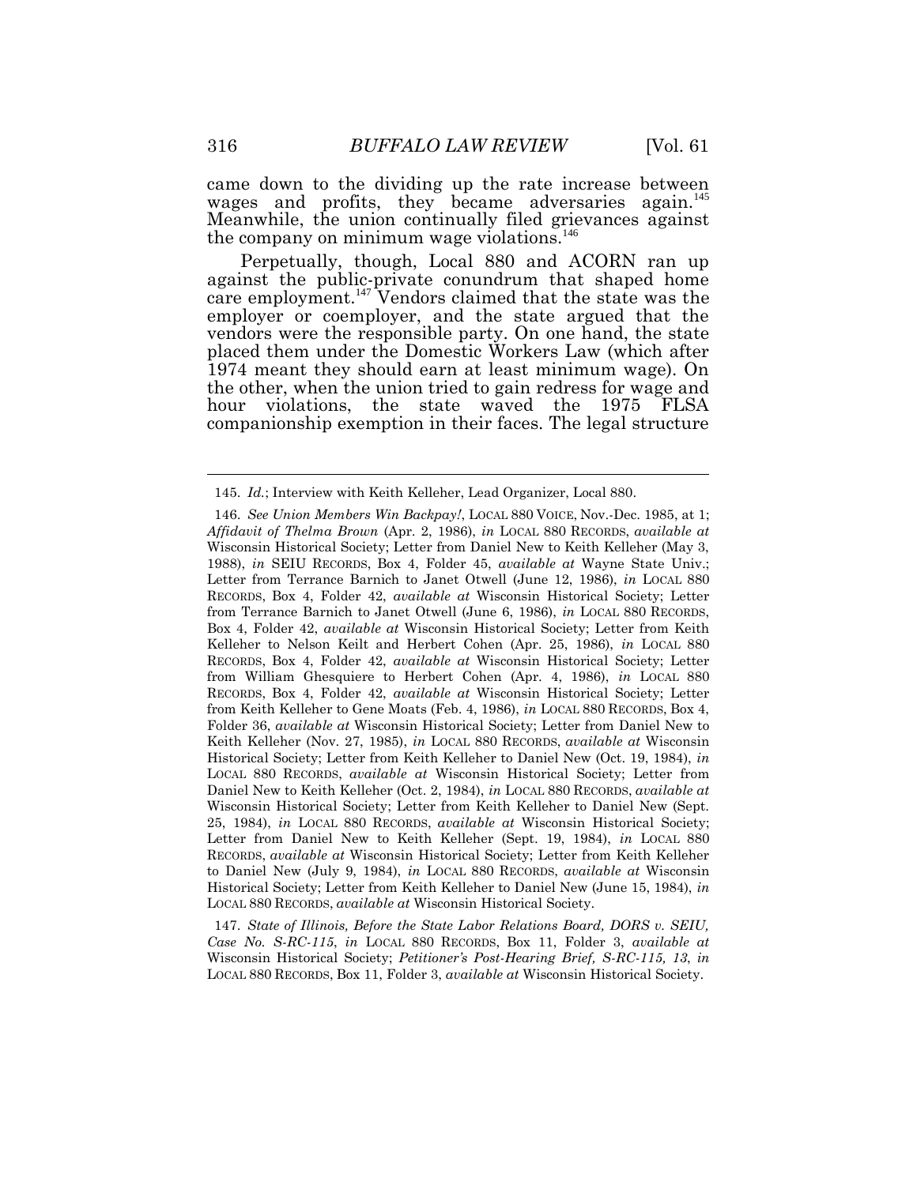came down to the dividing up the rate increase between wages and profits, they became adversaries again.[145] Meanwhile, the union continually filed grievances against the company on minimum wage violations.[146]

Perpetually, though, Local 880 and ACORN ran up against the public-private conundrum that shaped home care employment.[147] Vendors claimed that the state was the employer or coemployer, and the state argued that the vendors were the responsible party. On one hand, the state placed them under the Domestic Workers Law (which after 1974 meant they should earn at least minimum wage). On the other, when the union tried to gain redress for wage and hour violations, the state waved the 1975 FLSA companionship exemption in their faces. The legal structure

---

145. *Id.*; Interview with Keith Kelleher, Lead Organizer, Local 880.

146. *See Union Members Win Backpay!*, LOCAL 880 VOICE, Nov.-Dec. 1985, at 1; *Affidavit of Thelma Brown* (Apr. 2, 1986), *in* LOCAL 880 RECORDS, *available at* Wisconsin Historical Society; Letter from Daniel New to Keith Kelleher (May 3, 1988), *in* SEIU RECORDS, Box 4, Folder 45, *available at* Wayne State Univ.; Letter from Terrance Barnich to Janet Otwell (June 12, 1986), *in* LOCAL 880 RECORDS, Box 4, Folder 42, *available at* Wisconsin Historical Society; Letter from Terrance Barnich to Janet Otwell (June 6, 1986), *in* LOCAL 880 RECORDS, Box 4, Folder 42, *available at* Wisconsin Historical Society; Letter from Keith Kelleher to Nelson Keilt and Herbert Cohen (Apr. 25, 1986), *in* LOCAL 880 RECORDS, Box 4, Folder 42, *available at* Wisconsin Historical Society; Letter from William Ghesquiere to Herbert Cohen (Apr. 4, 1986), *in* LOCAL 880 RECORDS, Box 4, Folder 42, *available at* Wisconsin Historical Society; Letter from Keith Kelleher to Gene Moats (Feb. 4, 1986), *in* LOCAL 880 RECORDS, Box 4, Folder 36, *available at* Wisconsin Historical Society; Letter from Daniel New to Keith Kelleher (Nov. 27, 1985), *in* LOCAL 880 RECORDS, *available at* Wisconsin Historical Society; Letter from Keith Kelleher to Daniel New (Oct. 19, 1984), *in* LOCAL 880 RECORDS, *available at* Wisconsin Historical Society; Letter from Daniel New to Keith Kelleher (Oct. 2, 1984), *in* LOCAL 880 RECORDS, *available at* Wisconsin Historical Society; Letter from Keith Kelleher to Daniel New (Sept. 25, 1984), *in* LOCAL 880 RECORDS, *available at* Wisconsin Historical Society; Letter from Daniel New to Keith Kelleher (Sept. 19, 1984), *in* LOCAL 880 RECORDS, *available at* Wisconsin Historical Society; Letter from Keith Kelleher to Daniel New (July 9, 1984), *in* LOCAL 880 RECORDS, *available at* Wisconsin Historical Society; Letter from Keith Kelleher to Daniel New (June 15, 1984), *in* LOCAL 880 RECORDS, *available at* Wisconsin Historical Society.

147. *State of Illinois, Before the State Labor Relations Board, DORS v. SEIU, Case No. S-RC-115*, *in* LOCAL 880 RECORDS, Box 11, Folder 3, *available at* Wisconsin Historical Society; *Petitioner's Post-Hearing Brief, S-RC-115, 13*, *in* LOCAL 880 RECORDS, Box 11, Folder 3, *available at* Wisconsin Historical Society.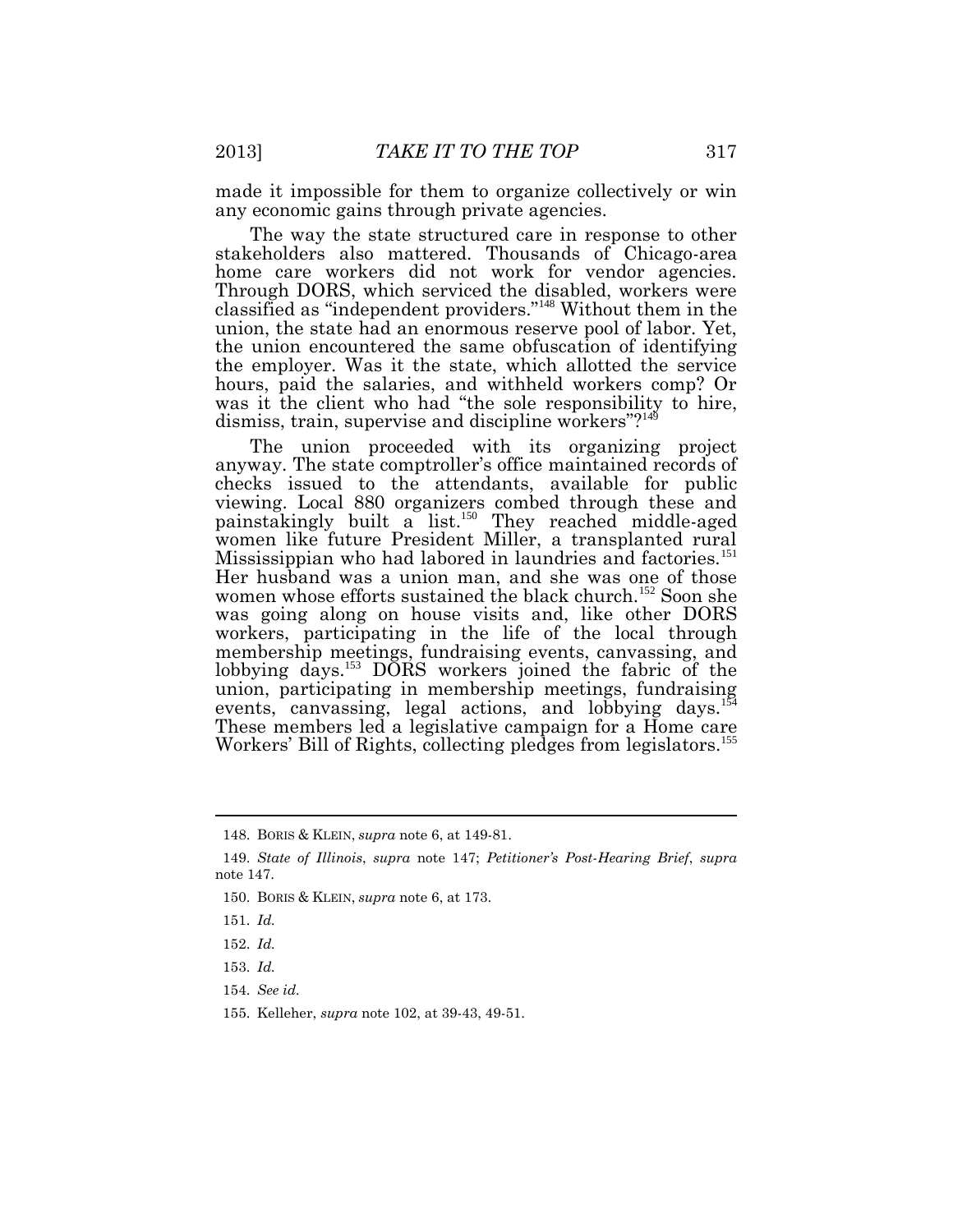made it impossible for them to organize collectively or win any economic gains through private agencies.

The way the state structured care in response to other stakeholders also mattered. Thousands of Chicago-area home care workers did not work for vendor agencies. Through DORS, which serviced the disabled, workers were classified as "independent providers."[148] Without them in the union, the state had an enormous reserve pool of labor. Yet, the union encountered the same obfuscation of identifying the employer. Was it the state, which allotted the service hours, paid the salaries, and withheld workers comp? Or was it the client who had "the sole responsibility to hire, dismiss, train, supervise and discipline workers"?[149]

The union proceeded with its organizing project anyway. The state comptroller's office maintained records of checks issued to the attendants, available for public viewing. Local 880 organizers combed through these and painstakingly built a list.[150] They reached middle-aged women like future President Miller, a transplanted rural Mississippian who had labored in laundries and factories.[151] Her husband was a union man, and she was one of those women whose efforts sustained the black church.[152] Soon she was going along on house visits and, like other DORS workers, participating in the life of the local through membership meetings, fundraising events, canvassing, and lobbying days.[153] DORS workers joined the fabric of the union, participating in membership meetings, fundraising events, canvassing, legal actions, and lobbying days.[154] These members led a legislative campaign for a Home care Workers' Bill of Rights, collecting pledges from legislators.[155]

---

148. BORIS & KLEIN, *supra* note 6, at 149-81.

149. *State of Illinois*, *supra* note 147; *Petitioner's Post-Hearing Brief*, *supra* note 147.

150. BORIS & KLEIN, *supra* note 6, at 173.

151. *Id.*

152. *Id.*

153. *Id.*

154. *See id.*

155. Kelleher, *supra* note 102, at 39-43, 49-51.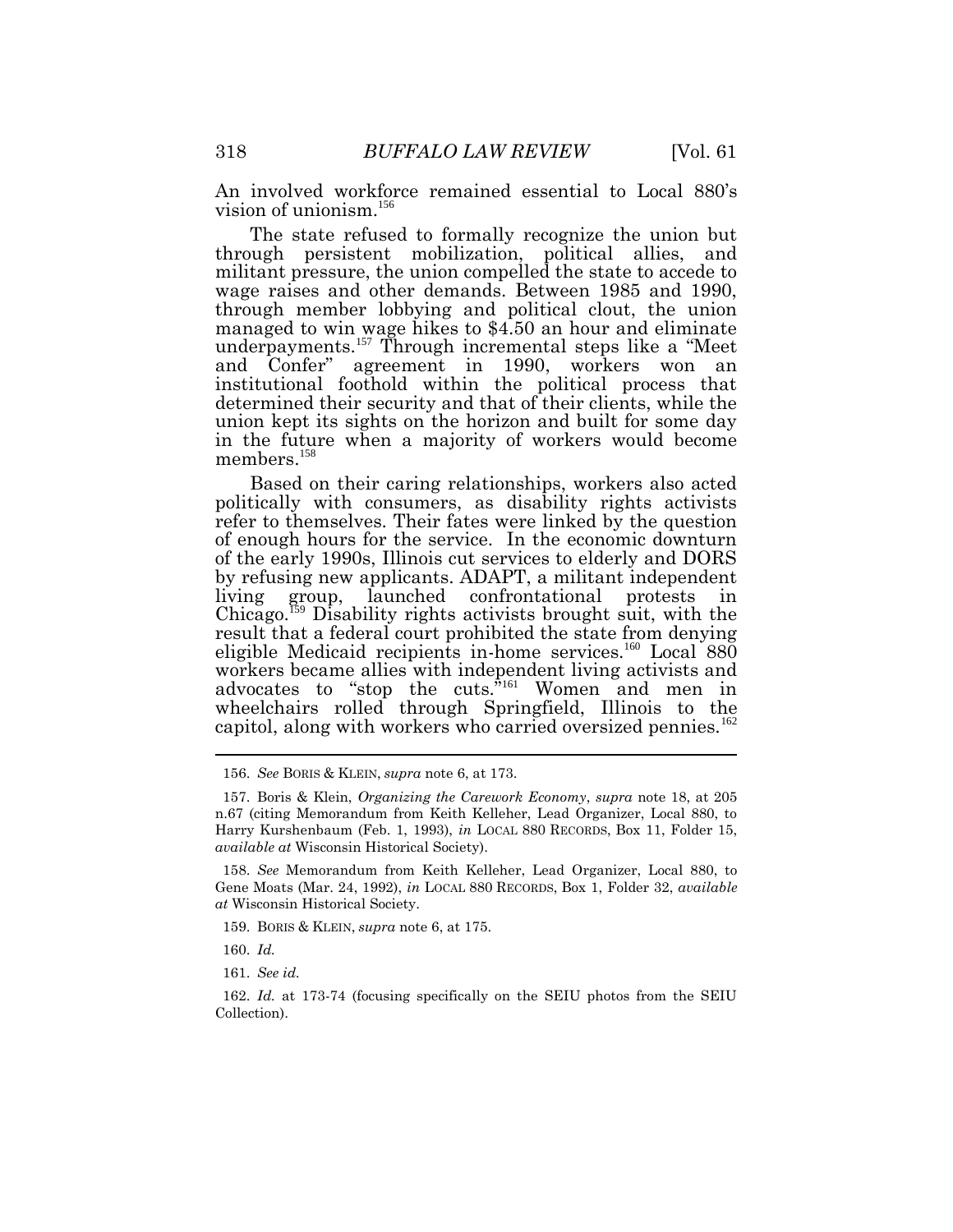An involved workforce remained essential to Local 880's vision of unionism.[156]

The state refused to formally recognize the union but through persistent mobilization, political allies, and militant pressure, the union compelled the state to accede to wage raises and other demands. Between 1985 and 1990, through member lobbying and political clout, the union managed to win wage hikes to $4.50 an hour and eliminate underpayments.[157] Through incremental steps like a "Meet and Confer" agreement in 1990, workers won an institutional foothold within the political process that determined their security and that of their clients, while the union kept its sights on the horizon and built for some day in the future when a majority of workers would become members.[158]

Based on their caring relationships, workers also acted politically with consumers, as disability rights activists refer to themselves. Their fates were linked by the question of enough hours for the service. In the economic downturn of the early 1990s, Illinois cut services to elderly and DORS by refusing new applicants. ADAPT, a militant independent living group, launched confrontational protests in Chicago.[159] Disability rights activists brought suit, with the result that a federal court prohibited the state from denying eligible Medicaid recipients in-home services.[160] Local 880 workers became allies with independent living activists and advocates to "stop the cuts."[161] Women and men in wheelchairs rolled through Springfield, Illinois to the capitol, along with workers who carried oversized pennies.[162]

---

156. *See* BORIS & KLEIN, *supra* note 6, at 173.

157. Boris & Klein, *Organizing the Carework Economy*, *supra* note 18, at 205 n.67 (citing Memorandum from Keith Kelleher, Lead Organizer, Local 880, to Harry Kurshenbaum (Feb. 1, 1993), *in* LOCAL 880 RECORDS, Box 11, Folder 15, *available at* Wisconsin Historical Society).

158. *See* Memorandum from Keith Kelleher, Lead Organizer, Local 880, to Gene Moats (Mar. 24, 1992), *in* LOCAL 880 RECORDS, Box 1, Folder 32, *available at* Wisconsin Historical Society.

159. BORIS & KLEIN, *supra* note 6, at 175.

160. *Id.*

161. *See id.*

162. *Id.* at 173-74 (focusing specifically on the SEIU photos from the SEIU Collection).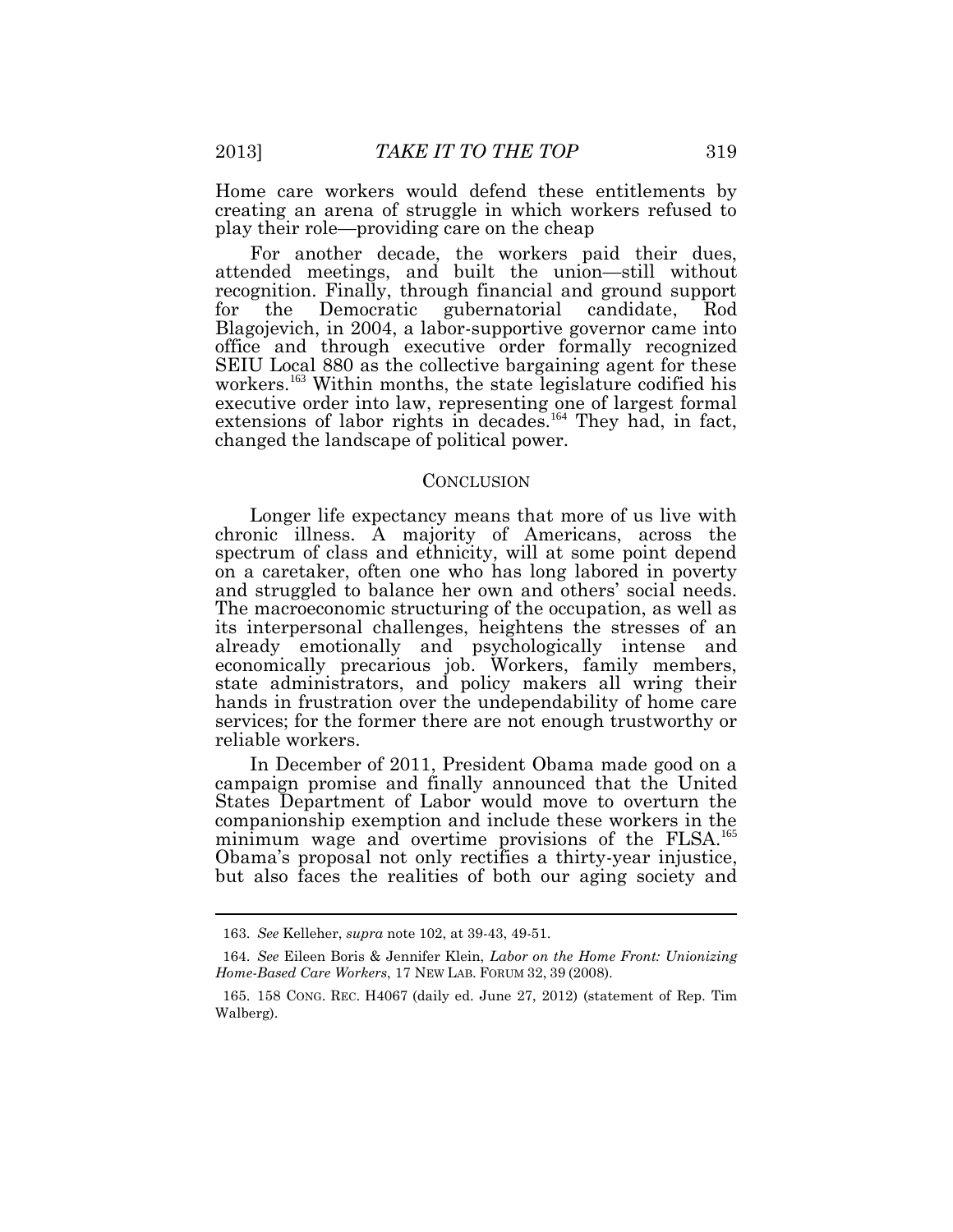Home care workers would defend these entitlements by creating an arena of struggle in which workers refused to play their role—providing care on the cheap

For another decade, the workers paid their dues, attended meetings, and built the union—still without recognition. Finally, through financial and ground support for the Democratic gubernatorial candidate, Rod Blagojevich, in 2004, a labor-supportive governor came into office and through executive order formally recognized SEIU Local 880 as the collective bargaining agent for these workers.[163] Within months, the state legislature codified his executive order into law, representing one of largest formal extensions of labor rights in decades.[164] They had, in fact, changed the landscape of political power.

## CONCLUSION

Longer life expectancy means that more of us live with chronic illness. A majority of Americans, across the spectrum of class and ethnicity, will at some point depend on a caretaker, often one who has long labored in poverty and struggled to balance her own and others' social needs. The macroeconomic structuring of the occupation, as well as its interpersonal challenges, heightens the stresses of an already emotionally and psychologically intense and economically precarious job. Workers, family members, state administrators, and policy makers all wring their hands in frustration over the undependability of home care services; for the former there are not enough trustworthy or reliable workers.

In December of 2011, President Obama made good on a campaign promise and finally announced that the United States Department of Labor would move to overturn the companionship exemption and include these workers in the minimum wage and overtime provisions of the FLSA.[165] Obama's proposal not only rectifies a thirty-year injustice, but also faces the realities of both our aging society and

---

163. *See* Kelleher, *supra* note 102, at 39-43, 49-51.

164. *See* Eileen Boris & Jennifer Klein, *Labor on the Home Front: Unionizing Home-Based Care Workers*, 17 NEW LAB. FORUM 32, 39 (2008).

165. 158 CONG. REC. H4067 (daily ed. June 27, 2012) (statement of Rep. Tim Walberg).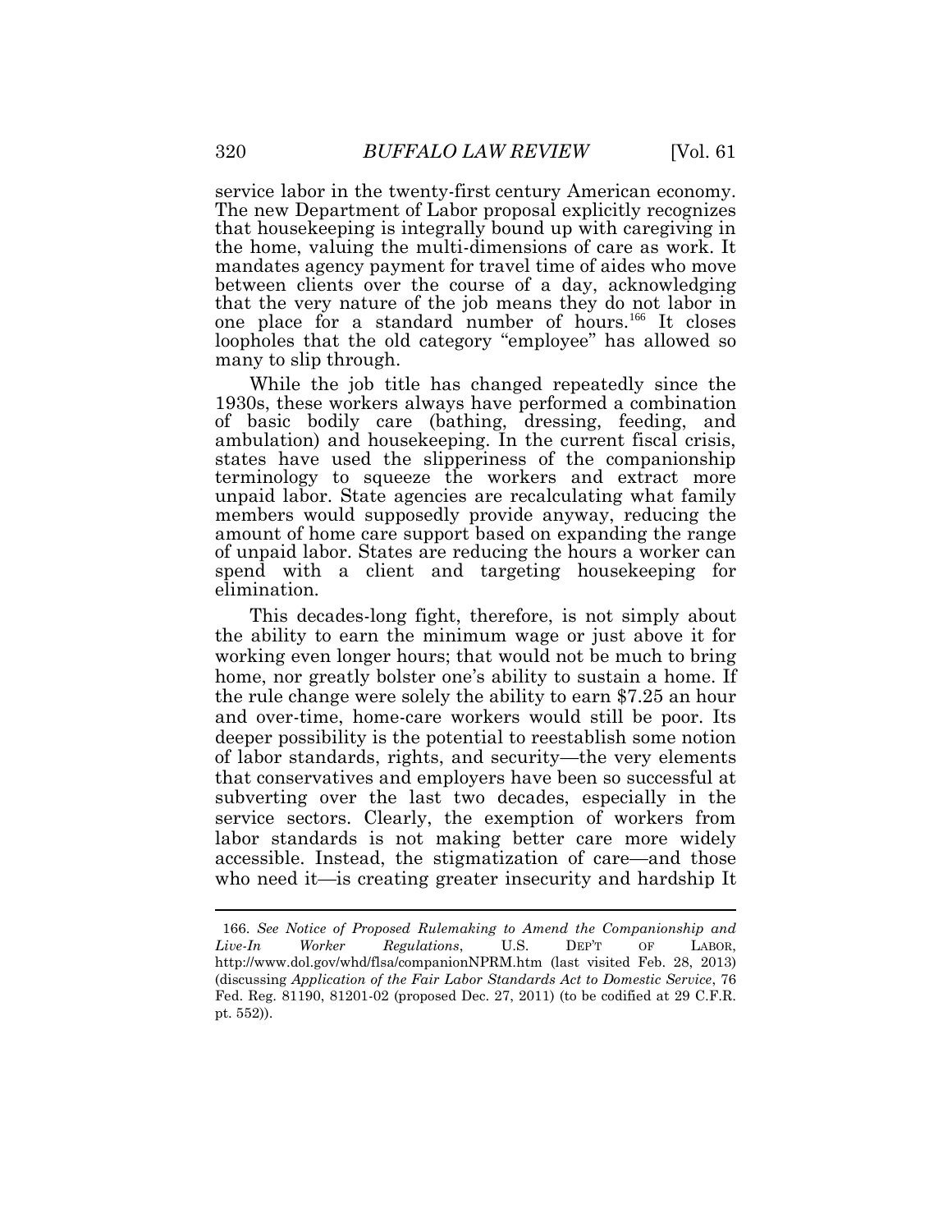service labor in the twenty-first century American economy. The new Department of Labor proposal explicitly recognizes that housekeeping is integrally bound up with caregiving in the home, valuing the multi-dimensions of care as work. It mandates agency payment for travel time of aides who move between clients over the course of a day, acknowledging that the very nature of the job means they do not labor in one place for a standard number of hours.[166] It closes loopholes that the old category "employee" has allowed so many to slip through.

While the job title has changed repeatedly since the 1930s, these workers always have performed a combination of basic bodily care (bathing, dressing, feeding, and ambulation) and housekeeping. In the current fiscal crisis, states have used the slipperiness of the companionship terminology to squeeze the workers and extract more unpaid labor. State agencies are recalculating what family members would supposedly provide anyway, reducing the amount of home care support based on expanding the range of unpaid labor. States are reducing the hours a worker can spend with a client and targeting housekeeping for elimination.

This decades-long fight, therefore, is not simply about the ability to earn the minimum wage or just above it for working even longer hours; that would not be much to bring home, nor greatly bolster one's ability to sustain a home. If the rule change were solely the ability to earn $7.25 an hour and over-time, home-care workers would still be poor. Its deeper possibility is the potential to reestablish some notion of labor standards, rights, and security—the very elements that conservatives and employers have been so successful at subverting over the last two decades, especially in the service sectors. Clearly, the exemption of workers from labor standards is not making better care more widely accessible. Instead, the stigmatization of care—and those who need it—is creating greater insecurity and hardship It

---

166. *See Notice of Proposed Rulemaking to Amend the Companionship and Live-In Worker Regulations*, U.S. DEP'T OF LABOR, http://www.dol.gov/whd/flsa/companionNPRM.htm (last visited Feb. 28, 2013) (discussing *Application of the Fair Labor Standards Act to Domestic Service*, 76 Fed. Reg. 81190, 81201-02 (proposed Dec. 27, 2011) (to be codified at 29 C.F.R. pt. 552)).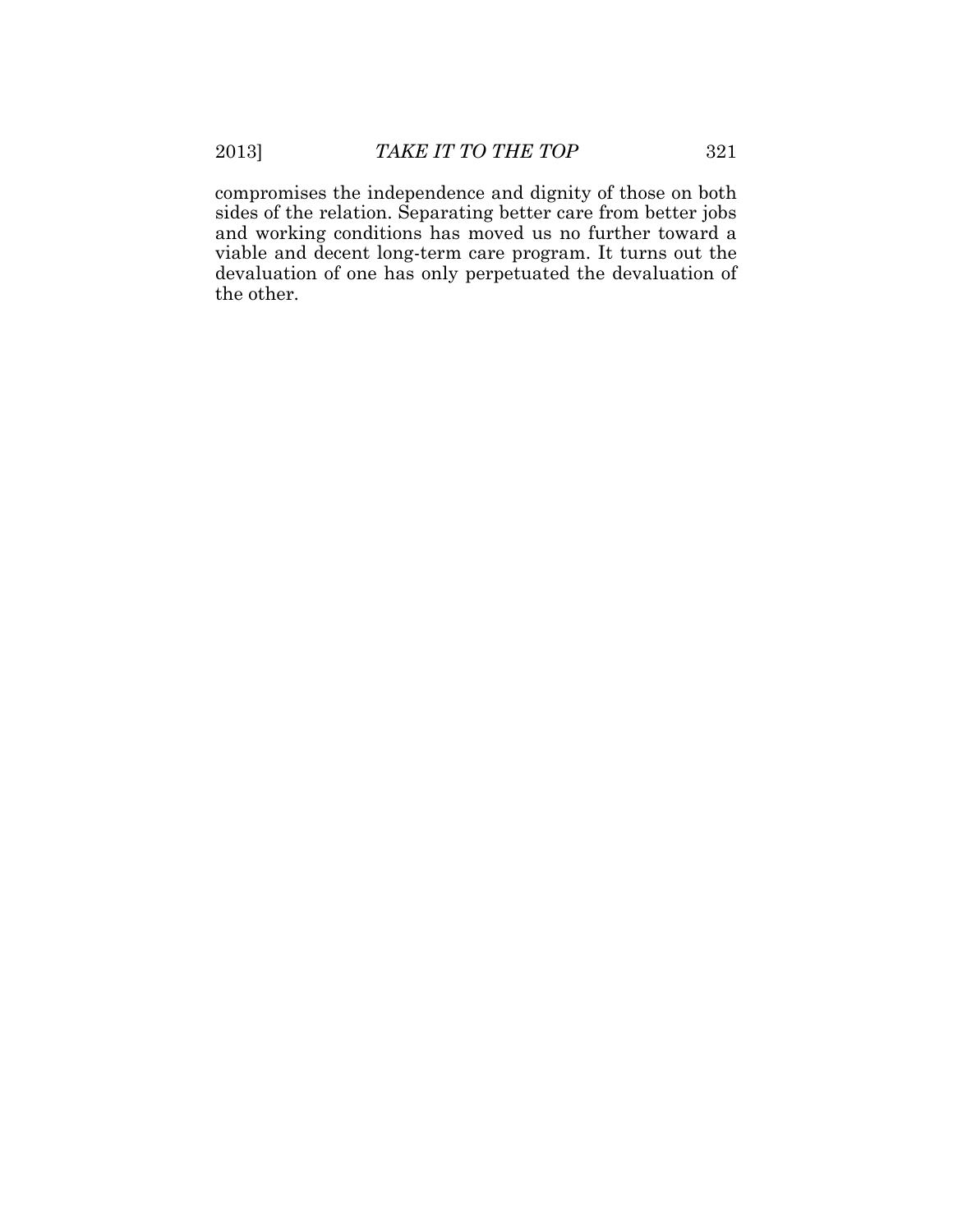compromises the independence and dignity of those on both sides of the relation. Separating better care from better jobs and working conditions has moved us no further toward a viable and decent long-term care program. It turns out the devaluation of one has only perpetuated the devaluation of the other.